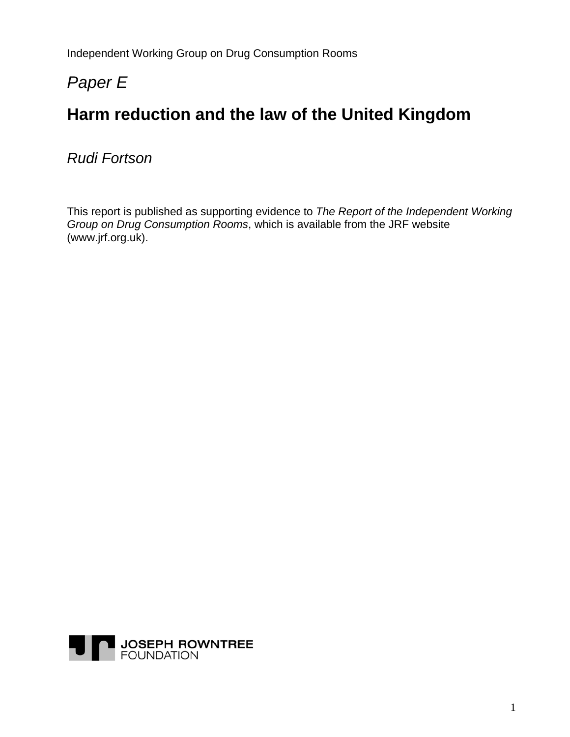Independent Working Group on Drug Consumption Rooms

*Paper E*

# Harm reduction and the law of the United Kingdom

*Rudi Fortson*

This report is published as supporting evidence to *The Report of the Independent Working Group on Drug Consumption Rooms*, which is available from the JRF website (www.jrf.org.uk).

JOSEPH ROWNTREE FOUNDATION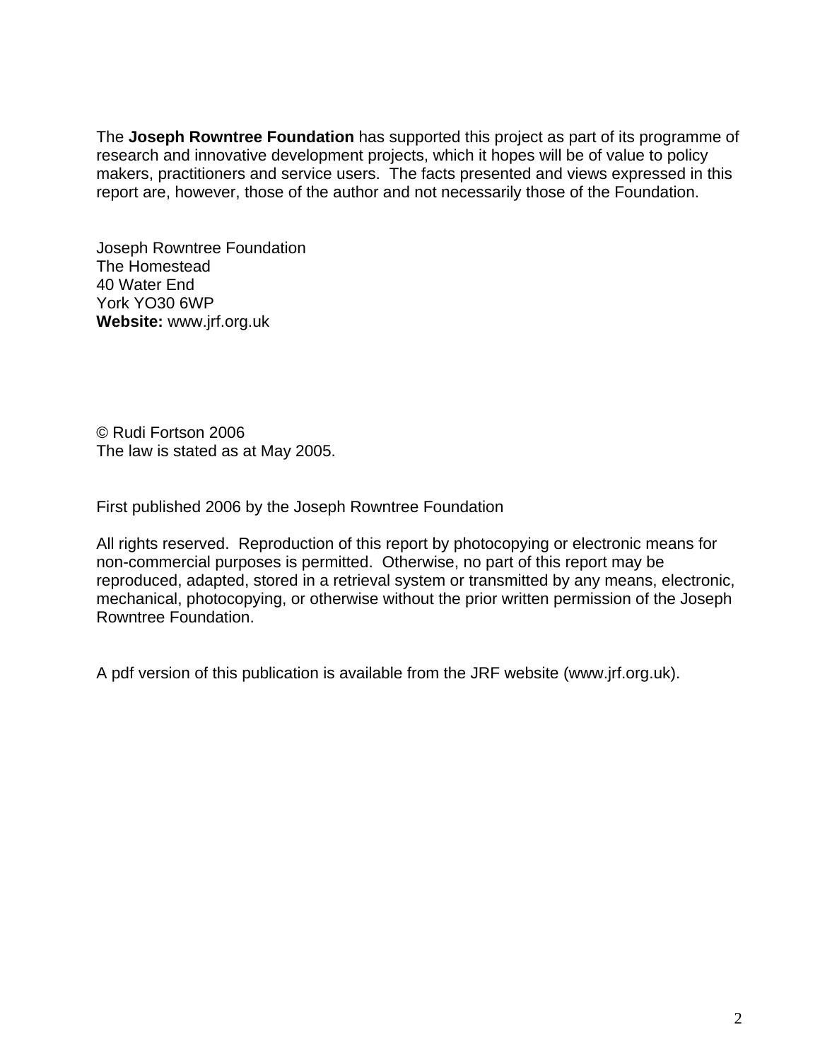The **Joseph Rowntree Foundation** has supported this project as part of its programme of research and innovative development projects, which it hopes will be of value to policy makers, practitioners and service users. The facts presented and views expressed in this report are, however, those of the author and not necessarily those of the Foundation.

Joseph Rowntree Foundation
The Homestead
40 Water End
York YO30 6WP
**Website:** www.jrf.org.uk

© Rudi Fortson 2006
The law is stated as at May 2005.

First published 2006 by the Joseph Rowntree Foundation

All rights reserved. Reproduction of this report by photocopying or electronic means for non-commercial purposes is permitted. Otherwise, no part of this report may be reproduced, adapted, stored in a retrieval system or transmitted by any means, electronic, mechanical, photocopying, or otherwise without the prior written permission of the Joseph Rowntree Foundation.

A pdf version of this publication is available from the JRF website (www.jrf.org.uk).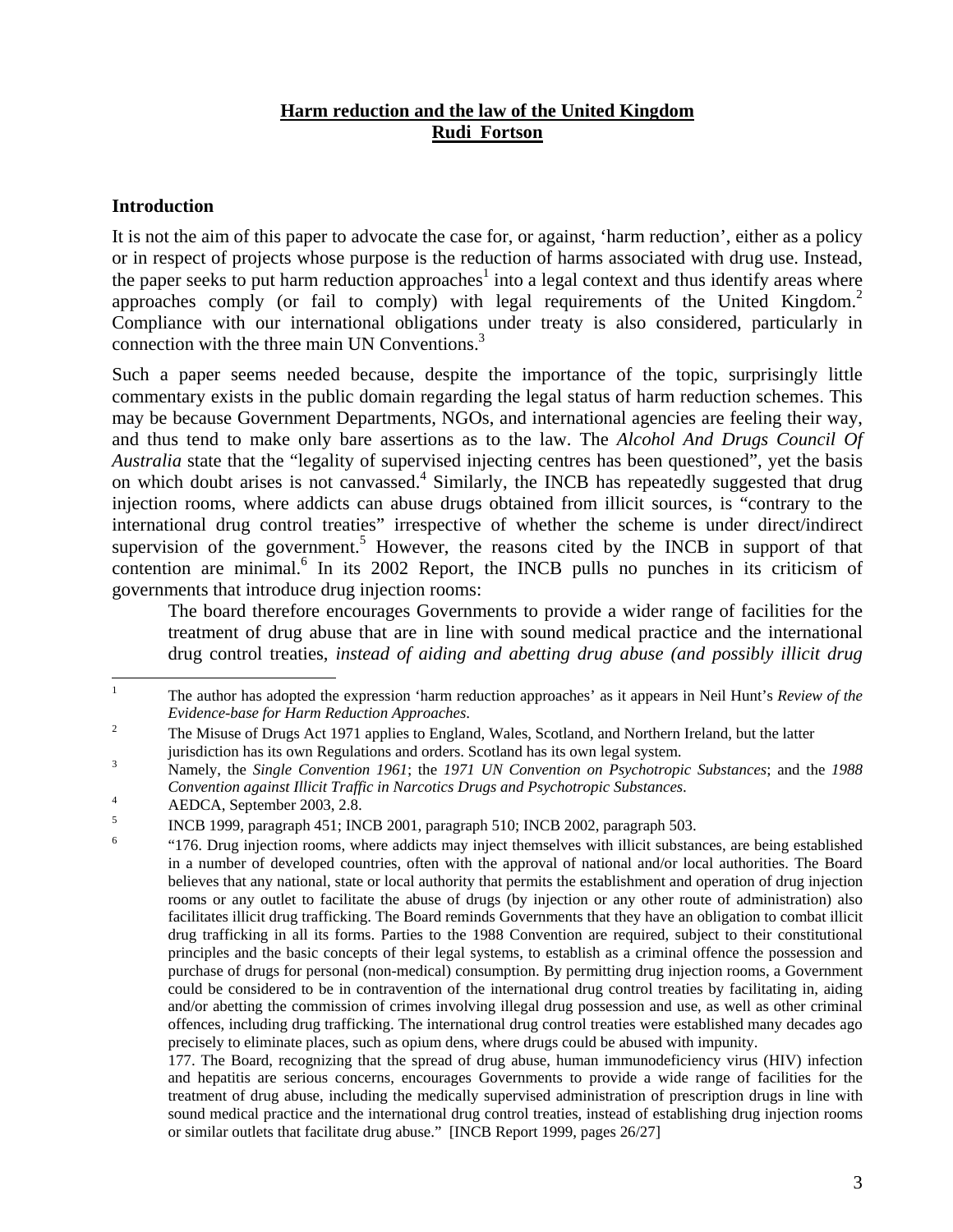**Harm reduction and the law of the United Kingdom**
**Rudi Fortson**

## Introduction

It is not the aim of this paper to advocate the case for, or against, 'harm reduction', either as a policy or in respect of projects whose purpose is the reduction of harms associated with drug use. Instead, the paper seeks to put harm reduction approaches[1] into a legal context and thus identify areas where approaches comply (or fail to comply) with legal requirements of the United Kingdom.[2] Compliance with our international obligations under treaty is also considered, particularly in connection with the three main UN Conventions.[3]

Such a paper seems needed because, despite the importance of the topic, surprisingly little commentary exists in the public domain regarding the legal status of harm reduction schemes. This may be because Government Departments, NGOs, and international agencies are feeling their way, and thus tend to make only bare assertions as to the law. The *Alcohol And Drugs Council Of Australia* state that the "legality of supervised injecting centres has been questioned", yet the basis on which doubt arises is not canvassed.[4] Similarly, the INCB has repeatedly suggested that drug injection rooms, where addicts can abuse drugs obtained from illicit sources, is "contrary to the international drug control treaties" irrespective of whether the scheme is under direct/indirect supervision of the government.[5] However, the reasons cited by the INCB in support of that contention are minimal.[6] In its 2002 Report, the INCB pulls no punches in its criticism of governments that introduce drug injection rooms:

> The board therefore encourages Governments to provide a wider range of facilities for the treatment of drug abuse that are in line with sound medical practice and the international drug control treaties, *instead of aiding and abetting drug abuse (and possibly illicit drug*

---

1. The author has adopted the expression 'harm reduction approaches' as it appears in Neil Hunt's *Review of the Evidence-base for Harm Reduction Approaches*.
2. The Misuse of Drugs Act 1971 applies to England, Wales, Scotland, and Northern Ireland, but the latter jurisdiction has its own Regulations and orders. Scotland has its own legal system.
3. Namely, the *Single Convention 1961*; the *1971 UN Convention on Psychotropic Substances*; and the *1988 Convention against Illicit Traffic in Narcotics Drugs and Psychotropic Substances*.
4. AEDCA, September 2003, 2.8.
5. INCB 1999, paragraph 451; INCB 2001, paragraph 510; INCB 2002, paragraph 503.
6. "176. Drug injection rooms, where addicts may inject themselves with illicit substances, are being established in a number of developed countries, often with the approval of national and/or local authorities. The Board believes that any national, state or local authority that permits the establishment and operation of drug injection rooms or any outlet to facilitate the abuse of drugs (by injection or any other route of administration) also facilitates illicit drug trafficking. The Board reminds Governments that they have an obligation to combat illicit drug trafficking in all its forms. Parties to the 1988 Convention are required, subject to their constitutional principles and the basic concepts of their legal systems, to establish as a criminal offence the possession and purchase of drugs for personal (non-medical) consumption. By permitting drug injection rooms, a Government could be considered to be in contravention of the international drug control treaties by facilitating in, aiding and/or abetting the commission of crimes involving illegal drug possession and use, as well as other criminal offences, including drug trafficking. The international drug control treaties were established many decades ago precisely to eliminate places, such as opium dens, where drugs could be abused with impunity.

   177. The Board, recognizing that the spread of drug abuse, human immunodeficiency virus (HIV) infection and hepatitis are serious concerns, encourages Governments to provide a wide range of facilities for the treatment of drug abuse, including the medically supervised administration of prescription drugs in line with sound medical practice and the international drug control treaties, instead of establishing drug injection rooms or similar outlets that facilitate drug abuse." [INCB Report 1999, pages 26/27]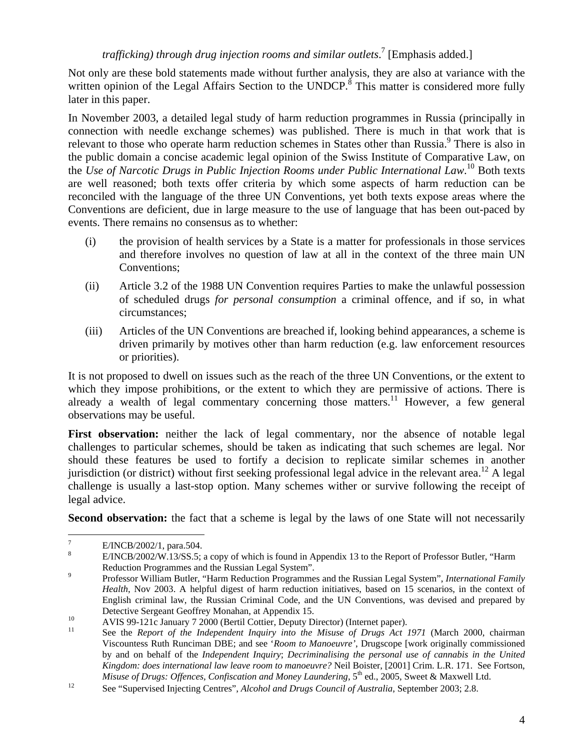*trafficking) through drug injection rooms and similar outlets*.[7] [Emphasis added.]

Not only are these bold statements made without further analysis, they are also at variance with the written opinion of the Legal Affairs Section to the UNDCP.[8] This matter is considered more fully later in this paper.

In November 2003, a detailed legal study of harm reduction programmes in Russia (principally in connection with needle exchange schemes) was published. There is much in that work that is relevant to those who operate harm reduction schemes in States other than Russia.[9] There is also in the public domain a concise academic legal opinion of the Swiss Institute of Comparative Law, on the *Use of Narcotic Drugs in Public Injection Rooms under Public International Law*.[10] Both texts are well reasoned; both texts offer criteria by which some aspects of harm reduction can be reconciled with the language of the three UN Conventions, yet both texts expose areas where the Conventions are deficient, due in large measure to the use of language that has been out-paced by events. There remains no consensus as to whether:

(i) the provision of health services by a State is a matter for professionals in those services and therefore involves no question of law at all in the context of the three main UN Conventions;

(ii) Article 3.2 of the 1988 UN Convention requires Parties to make the unlawful possession of scheduled drugs *for personal consumption* a criminal offence, and if so, in what circumstances;

(iii) Articles of the UN Conventions are breached if, looking behind appearances, a scheme is driven primarily by motives other than harm reduction (e.g. law enforcement resources or priorities).

It is not proposed to dwell on issues such as the reach of the three UN Conventions, or the extent to which they impose prohibitions, or the extent to which they are permissive of actions. There is already a wealth of legal commentary concerning those matters.[11] However, a few general observations may be useful.

**First observation:** neither the lack of legal commentary, nor the absence of notable legal challenges to particular schemes, should be taken as indicating that such schemes are legal. Nor should these features be used to fortify a decision to replicate similar schemes in another jurisdiction (or district) without first seeking professional legal advice in the relevant area.[12] A legal challenge is usually a last-stop option. Many schemes wither or survive following the receipt of legal advice.

**Second observation:** the fact that a scheme is legal by the laws of one State will not necessarily

---

[7] E/INCB/2002/1, para.504.

[8] E/INCB/2002/W.13/SS.5; a copy of which is found in Appendix 13 to the Report of Professor Butler, "Harm Reduction Programmes and the Russian Legal System".

[9] Professor William Butler, "Harm Reduction Programmes and the Russian Legal System", *International Family Health*, Nov 2003. A helpful digest of harm reduction initiatives, based on 15 scenarios, in the context of English criminal law, the Russian Criminal Code, and the UN Conventions, was devised and prepared by Detective Sergeant Geoffrey Monahan, at Appendix 15.

[10] AVIS 99-121c January 7 2000 (Bertil Cottier, Deputy Director) (Internet paper).

[11] See the *Report of the Independent Inquiry into the Misuse of Drugs Act 1971* (March 2000, chairman Viscountess Ruth Runciman DBE; and see '*Room to Manoeuvre'*, Drugscope [work originally commissioned by and on behalf of the *Independent Inquiry*; *Decriminalising the personal use of cannabis in the United Kingdom: does international law leave room to manoeuvre?* Neil Boister, [2001] Crim. L.R. 171. See Fortson, *Misuse of Drugs: Offences, Confiscation and Money Laundering*, 5th ed., 2005, Sweet & Maxwell Ltd.

[12] See "Supervised Injecting Centres", *Alcohol and Drugs Council of Australia*, September 2003; 2.8.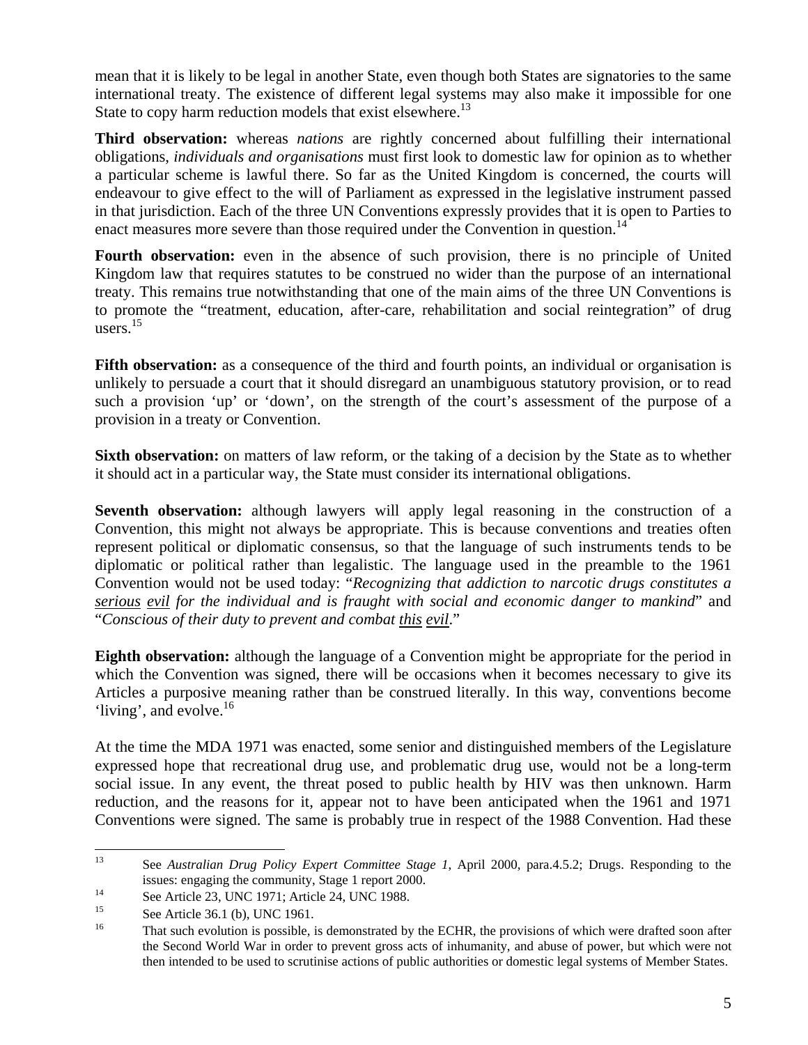mean that it is likely to be legal in another State, even though both States are signatories to the same international treaty. The existence of different legal systems may also make it impossible for one State to copy harm reduction models that exist elsewhere.[13]

**Third observation:** whereas *nations* are rightly concerned about fulfilling their international obligations, *individuals and organisations* must first look to domestic law for opinion as to whether a particular scheme is lawful there. So far as the United Kingdom is concerned, the courts will endeavour to give effect to the will of Parliament as expressed in the legislative instrument passed in that jurisdiction. Each of the three UN Conventions expressly provides that it is open to Parties to enact measures more severe than those required under the Convention in question.[14]

**Fourth observation:** even in the absence of such provision, there is no principle of United Kingdom law that requires statutes to be construed no wider than the purpose of an international treaty. This remains true notwithstanding that one of the main aims of the three UN Conventions is to promote the "treatment, education, after-care, rehabilitation and social reintegration" of drug users.[15]

**Fifth observation:** as a consequence of the third and fourth points, an individual or organisation is unlikely to persuade a court that it should disregard an unambiguous statutory provision, or to read such a provision 'up' or 'down', on the strength of the court's assessment of the purpose of a provision in a treaty or Convention.

**Sixth observation:** on matters of law reform, or the taking of a decision by the State as to whether it should act in a particular way, the State must consider its international obligations.

**Seventh observation:** although lawyers will apply legal reasoning in the construction of a Convention, this might not always be appropriate. This is because conventions and treaties often represent political or diplomatic consensus, so that the language of such instruments tends to be diplomatic or political rather than legalistic. The language used in the preamble to the 1961 Convention would not be used today: "*Recognizing that addiction to narcotic drugs constitutes a <u>serious</u> <u>evil</u> for the individual and is fraught with social and economic danger to mankind*" and "*Conscious of their duty to prevent and combat <u>this</u> <u>evil</u>.*"

**Eighth observation:** although the language of a Convention might be appropriate for the period in which the Convention was signed, there will be occasions when it becomes necessary to give its Articles a purposive meaning rather than be construed literally. In this way, conventions become 'living', and evolve.[16]

At the time the MDA 1971 was enacted, some senior and distinguished members of the Legislature expressed hope that recreational drug use, and problematic drug use, would not be a long-term social issue. In any event, the threat posed to public health by HIV was then unknown. Harm reduction, and the reasons for it, appear not to have been anticipated when the 1961 and 1971 Conventions were signed. The same is probably true in respect of the 1988 Convention. Had these

---

[13] See *Australian Drug Policy Expert Committee Stage 1*, April 2000, para.4.5.2; Drugs. Responding to the issues: engaging the community, Stage 1 report 2000.

[14] See Article 23, UNC 1971; Article 24, UNC 1988.

[15] See Article 36.1 (b), UNC 1961.

[16] That such evolution is possible, is demonstrated by the ECHR, the provisions of which were drafted soon after the Second World War in order to prevent gross acts of inhumanity, and abuse of power, but which were not then intended to be used to scrutinise actions of public authorities or domestic legal systems of Member States.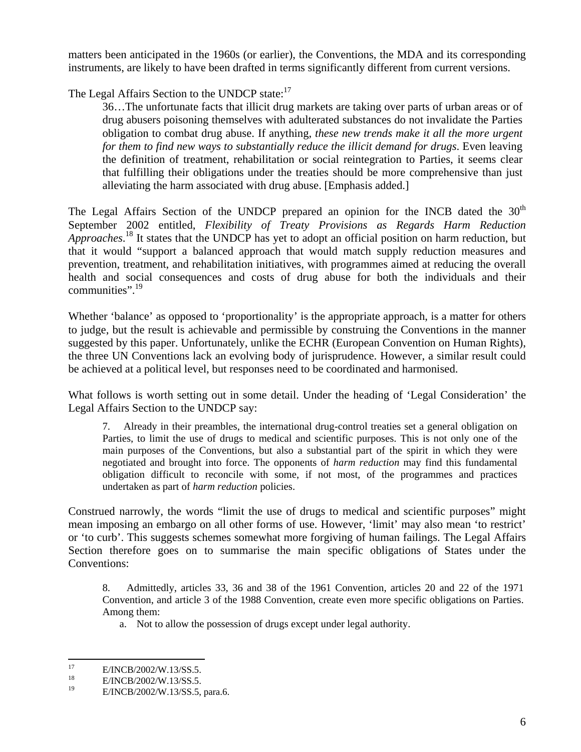matters been anticipated in the 1960s (or earlier), the Conventions, the MDA and its corresponding instruments, are likely to have been drafted in terms significantly different from current versions.

The Legal Affairs Section to the UNDCP state:[17]

> 36…The unfortunate facts that illicit drug markets are taking over parts of urban areas or of drug abusers poisoning themselves with adulterated substances do not invalidate the Parties obligation to combat drug abuse. If anything, *these new trends make it all the more urgent for them to find new ways to substantially reduce the illicit demand for drugs*. Even leaving the definition of treatment, rehabilitation or social reintegration to Parties, it seems clear that fulfilling their obligations under the treaties should be more comprehensive than just alleviating the harm associated with drug abuse. [Emphasis added.]

The Legal Affairs Section of the UNDCP prepared an opinion for the INCB dated the 30th September 2002 entitled, *Flexibility of Treaty Provisions as Regards Harm Reduction Approaches*.[18] It states that the UNDCP has yet to adopt an official position on harm reduction, but that it would "support a balanced approach that would match supply reduction measures and prevention, treatment, and rehabilitation initiatives, with programmes aimed at reducing the overall health and social consequences and costs of drug abuse for both the individuals and their communities".[19]

Whether 'balance' as opposed to 'proportionality' is the appropriate approach, is a matter for others to judge, but the result is achievable and permissible by construing the Conventions in the manner suggested by this paper. Unfortunately, unlike the ECHR (European Convention on Human Rights), the three UN Conventions lack an evolving body of jurisprudence. However, a similar result could be achieved at a political level, but responses need to be coordinated and harmonised.

What follows is worth setting out in some detail. Under the heading of 'Legal Consideration' the Legal Affairs Section to the UNDCP say:

> 7. Already in their preambles, the international drug-control treaties set a general obligation on Parties, to limit the use of drugs to medical and scientific purposes. This is not only one of the main purposes of the Conventions, but also a substantial part of the spirit in which they were negotiated and brought into force. The opponents of *harm reduction* may find this fundamental obligation difficult to reconcile with some, if not most, of the programmes and practices undertaken as part of *harm reduction* policies.

Construed narrowly, the words "limit the use of drugs to medical and scientific purposes" might mean imposing an embargo on all other forms of use. However, 'limit' may also mean 'to restrict' or 'to curb'. This suggests schemes somewhat more forgiving of human failings. The Legal Affairs Section therefore goes on to summarise the main specific obligations of States under the Conventions:

> 8. Admittedly, articles 33, 36 and 38 of the 1961 Convention, articles 20 and 22 of the 1971 Convention, and article 3 of the 1988 Convention, create even more specific obligations on Parties. Among them:
>
> a. Not to allow the possession of drugs except under legal authority.

---

[17] E/INCB/2002/W.13/SS.5.

[18] E/INCB/2002/W.13/SS.5.

[19] E/INCB/2002/W.13/SS.5, para.6.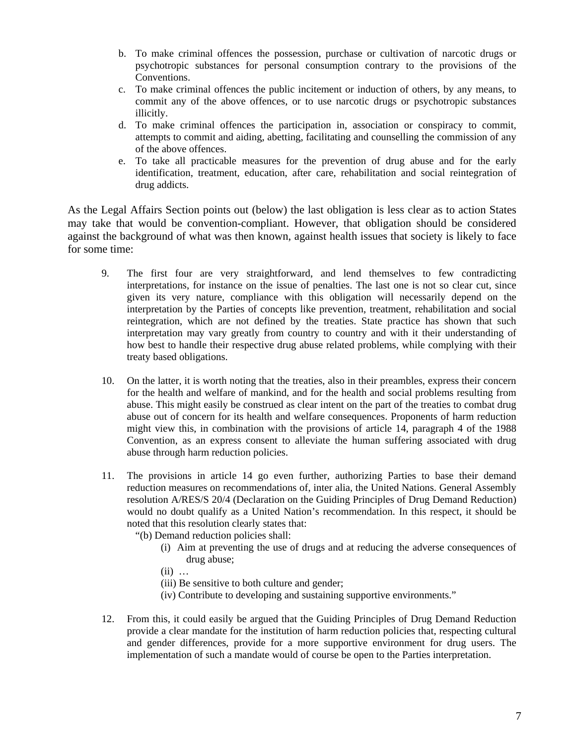b. To make criminal offences the possession, purchase or cultivation of narcotic drugs or psychotropic substances for personal consumption contrary to the provisions of the Conventions.
c. To make criminal offences the public incitement or induction of others, by any means, to commit any of the above offences, or to use narcotic drugs or psychotropic substances illicitly.
d. To make criminal offences the participation in, association or conspiracy to commit, attempts to commit and aiding, abetting, facilitating and counselling the commission of any of the above offences.
e. To take all practicable measures for the prevention of drug abuse and for the early identification, treatment, education, after care, rehabilitation and social reintegration of drug addicts.

As the Legal Affairs Section points out (below) the last obligation is less clear as to action States may take that would be convention-compliant. However, that obligation should be considered against the background of what was then known, against health issues that society is likely to face for some time:

> 9. The first four are very straightforward, and lend themselves to few contradicting interpretations, for instance on the issue of penalties. The last one is not so clear cut, since given its very nature, compliance with this obligation will necessarily depend on the interpretation by the Parties of concepts like prevention, treatment, rehabilitation and social reintegration, which are not defined by the treaties. State practice has shown that such interpretation may vary greatly from country to country and with it their understanding of how best to handle their respective drug abuse related problems, while complying with their treaty based obligations.
>
> 10. On the latter, it is worth noting that the treaties, also in their preambles, express their concern for the health and welfare of mankind, and for the health and social problems resulting from abuse. This might easily be construed as clear intent on the part of the treaties to combat drug abuse out of concern for its health and welfare consequences. Proponents of harm reduction might view this, in combination with the provisions of article 14, paragraph 4 of the 1988 Convention, as an express consent to alleviate the human suffering associated with drug abuse through harm reduction policies.
>
> 11. The provisions in article 14 go even further, authorizing Parties to base their demand reduction measures on recommendations of, inter alia, the United Nations. General Assembly resolution A/RES/S 20/4 (Declaration on the Guiding Principles of Drug Demand Reduction) would no doubt qualify as a United Nation's recommendation. In this respect, it should be noted that this resolution clearly states that:
>
> "(b) Demand reduction policies shall:
>
> (i) Aim at preventing the use of drugs and at reducing the adverse consequences of drug abuse;
>
> (ii) …
>
> (iii) Be sensitive to both culture and gender;
>
> (iv) Contribute to developing and sustaining supportive environments."
>
> 12. From this, it could easily be argued that the Guiding Principles of Drug Demand Reduction provide a clear mandate for the institution of harm reduction policies that, respecting cultural and gender differences, provide for a more supportive environment for drug users. The implementation of such a mandate would of course be open to the Parties interpretation.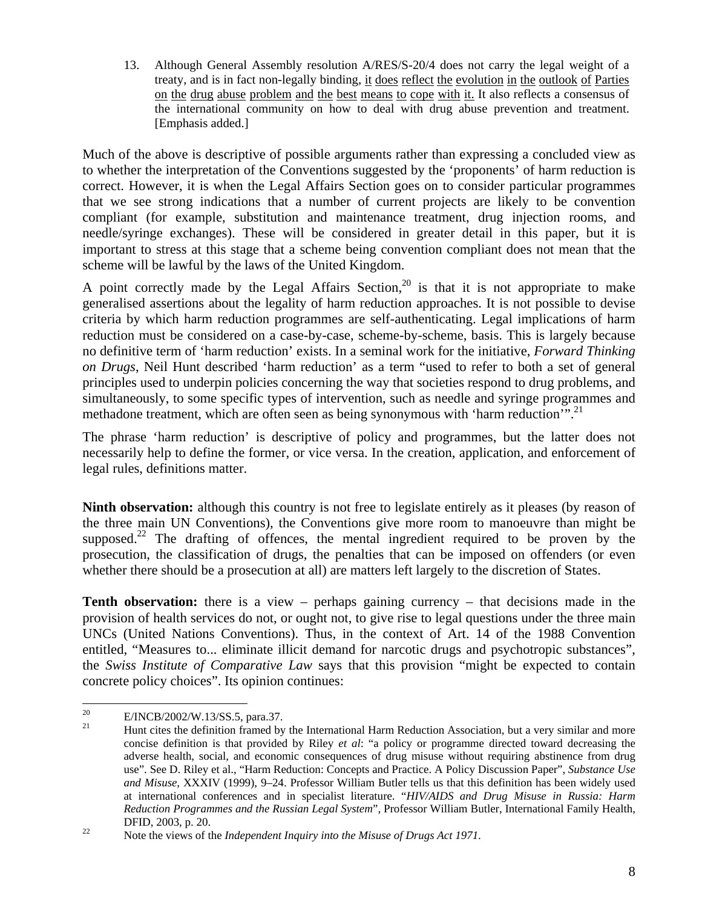13. Although General Assembly resolution A/RES/S-20/4 does not carry the legal weight of a treaty, and is in fact non-legally binding, <u>it does reflect the evolution in the outlook of Parties on the drug abuse problem and the best means to cope with it.</u> It also reflects a consensus of the international community on how to deal with drug abuse prevention and treatment. [Emphasis added.]

Much of the above is descriptive of possible arguments rather than expressing a concluded view as to whether the interpretation of the Conventions suggested by the 'proponents' of harm reduction is correct. However, it is when the Legal Affairs Section goes on to consider particular programmes that we see strong indications that a number of current projects are likely to be convention compliant (for example, substitution and maintenance treatment, drug injection rooms, and needle/syringe exchanges). These will be considered in greater detail in this paper, but it is important to stress at this stage that a scheme being convention compliant does not mean that the scheme will be lawful by the laws of the United Kingdom.

A point correctly made by the Legal Affairs Section,[20] is that it is not appropriate to make generalised assertions about the legality of harm reduction approaches. It is not possible to devise criteria by which harm reduction programmes are self-authenticating. Legal implications of harm reduction must be considered on a case-by-case, scheme-by-scheme, basis. This is largely because no definitive term of 'harm reduction' exists. In a seminal work for the initiative, *Forward Thinking on Drugs*, Neil Hunt described 'harm reduction' as a term "used to refer to both a set of general principles used to underpin policies concerning the way that societies respond to drug problems, and simultaneously, to some specific types of intervention, such as needle and syringe programmes and methadone treatment, which are often seen as being synonymous with 'harm reduction'".[21]

The phrase 'harm reduction' is descriptive of policy and programmes, but the latter does not necessarily help to define the former, or vice versa. In the creation, application, and enforcement of legal rules, definitions matter.

**Ninth observation:** although this country is not free to legislate entirely as it pleases (by reason of the three main UN Conventions), the Conventions give more room to manoeuvre than might be supposed.[22] The drafting of offences, the mental ingredient required to be proven by the prosecution, the classification of drugs, the penalties that can be imposed on offenders (or even whether there should be a prosecution at all) are matters left largely to the discretion of States.

**Tenth observation:** there is a view – perhaps gaining currency – that decisions made in the provision of health services do not, or ought not, to give rise to legal questions under the three main UNCs (United Nations Conventions). Thus, in the context of Art. 14 of the 1988 Convention entitled, "Measures to... eliminate illicit demand for narcotic drugs and psychotropic substances", the *Swiss Institute of Comparative Law* says that this provision "might be expected to contain concrete policy choices". Its opinion continues:

---

[20] E/INCB/2002/W.13/SS.5, para.37.

[21] Hunt cites the definition framed by the International Harm Reduction Association, but a very similar and more concise definition is that provided by Riley *et al*: "a policy or programme directed toward decreasing the adverse health, social, and economic consequences of drug misuse without requiring abstinence from drug use". See D. Riley et al., "Harm Reduction: Concepts and Practice. A Policy Discussion Paper", *Substance Use and Misuse*, XXXIV (1999), 9–24. Professor William Butler tells us that this definition has been widely used at international conferences and in specialist literature. "*HIV/AIDS and Drug Misuse in Russia: Harm Reduction Programmes and the Russian Legal System*", Professor William Butler, International Family Health, DFID, 2003, p. 20.

[22] Note the views of the *Independent Inquiry into the Misuse of Drugs Act 1971.*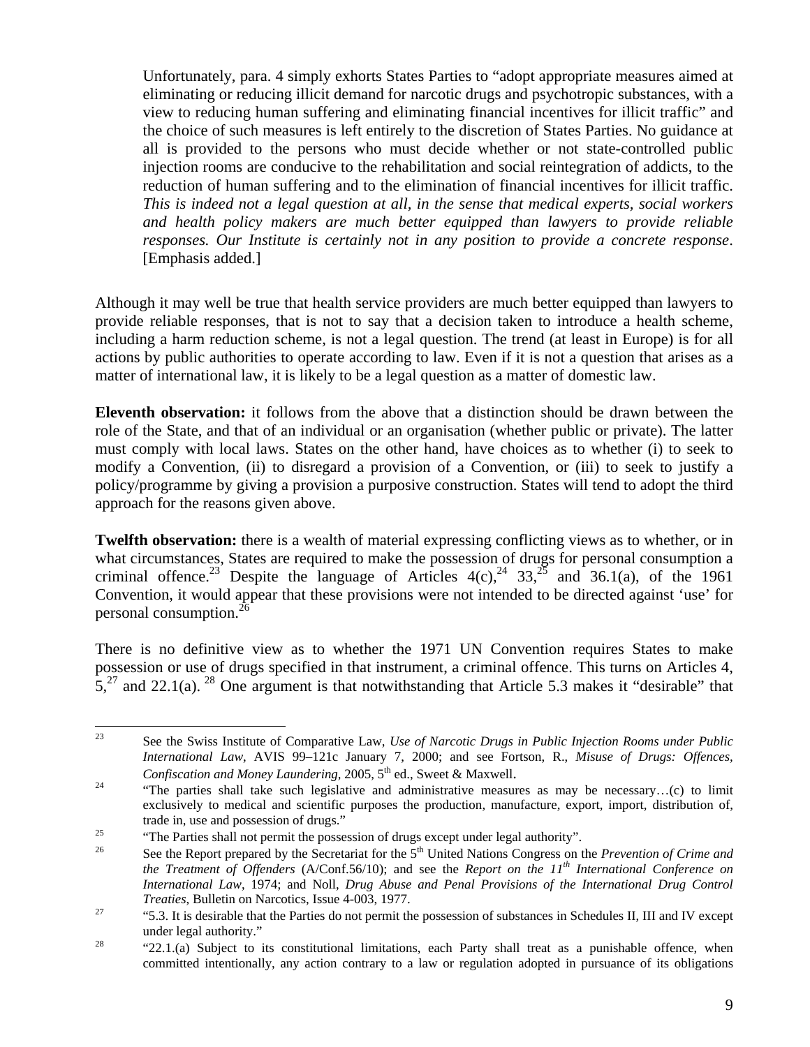> Unfortunately, para. 4 simply exhorts States Parties to "adopt appropriate measures aimed at eliminating or reducing illicit demand for narcotic drugs and psychotropic substances, with a view to reducing human suffering and eliminating financial incentives for illicit traffic" and the choice of such measures is left entirely to the discretion of States Parties. No guidance at all is provided to the persons who must decide whether or not state-controlled public injection rooms are conducive to the rehabilitation and social reintegration of addicts, to the reduction of human suffering and to the elimination of financial incentives for illicit traffic. *This is indeed not a legal question at all, in the sense that medical experts, social workers and health policy makers are much better equipped than lawyers to provide reliable responses. Our Institute is certainly not in any position to provide a concrete response*. [Emphasis added.]

Although it may well be true that health service providers are much better equipped than lawyers to provide reliable responses, that is not to say that a decision taken to introduce a health scheme, including a harm reduction scheme, is not a legal question. The trend (at least in Europe) is for all actions by public authorities to operate according to law. Even if it is not a question that arises as a matter of international law, it is likely to be a legal question as a matter of domestic law.

**Eleventh observation:** it follows from the above that a distinction should be drawn between the role of the State, and that of an individual or an organisation (whether public or private). The latter must comply with local laws. States on the other hand, have choices as to whether (i) to seek to modify a Convention, (ii) to disregard a provision of a Convention, or (iii) to seek to justify a policy/programme by giving a provision a purposive construction. States will tend to adopt the third approach for the reasons given above.

**Twelfth observation:** there is a wealth of material expressing conflicting views as to whether, or in what circumstances, States are required to make the possession of drugs for personal consumption a criminal offence.[23] Despite the language of Articles 4(c),[24] 33,[25] and 36.1(a), of the 1961 Convention, it would appear that these provisions were not intended to be directed against 'use' for personal consumption.[26]

There is no definitive view as to whether the 1971 UN Convention requires States to make possession or use of drugs specified in that instrument, a criminal offence. This turns on Articles 4, 5,[27] and 22.1(a).[28] One argument is that notwithstanding that Article 5.3 makes it "desirable" that

---

[23] See the Swiss Institute of Comparative Law, *Use of Narcotic Drugs in Public Injection Rooms under Public International Law*, AVIS 99–121c January 7, 2000; and see Fortson, R., *Misuse of Drugs: Offences, Confiscation and Money Laundering*, 2005, 5th ed., Sweet & Maxwell.

[24] "The parties shall take such legislative and administrative measures as may be necessary…(c) to limit exclusively to medical and scientific purposes the production, manufacture, export, import, distribution of, trade in, use and possession of drugs."

[25] "The Parties shall not permit the possession of drugs except under legal authority".

[26] See the Report prepared by the Secretariat for the 5th United Nations Congress on the *Prevention of Crime and the Treatment of Offenders* (A/Conf.56/10); and see the *Report on the 11th International Conference on International Law*, 1974; and Noll, *Drug Abuse and Penal Provisions of the International Drug Control Treaties*, Bulletin on Narcotics, Issue 4-003, 1977.

[27] "5.3. It is desirable that the Parties do not permit the possession of substances in Schedules II, III and IV except under legal authority."

[28] "22.1.(a) Subject to its constitutional limitations, each Party shall treat as a punishable offence, when committed intentionally, any action contrary to a law or regulation adopted in pursuance of its obligations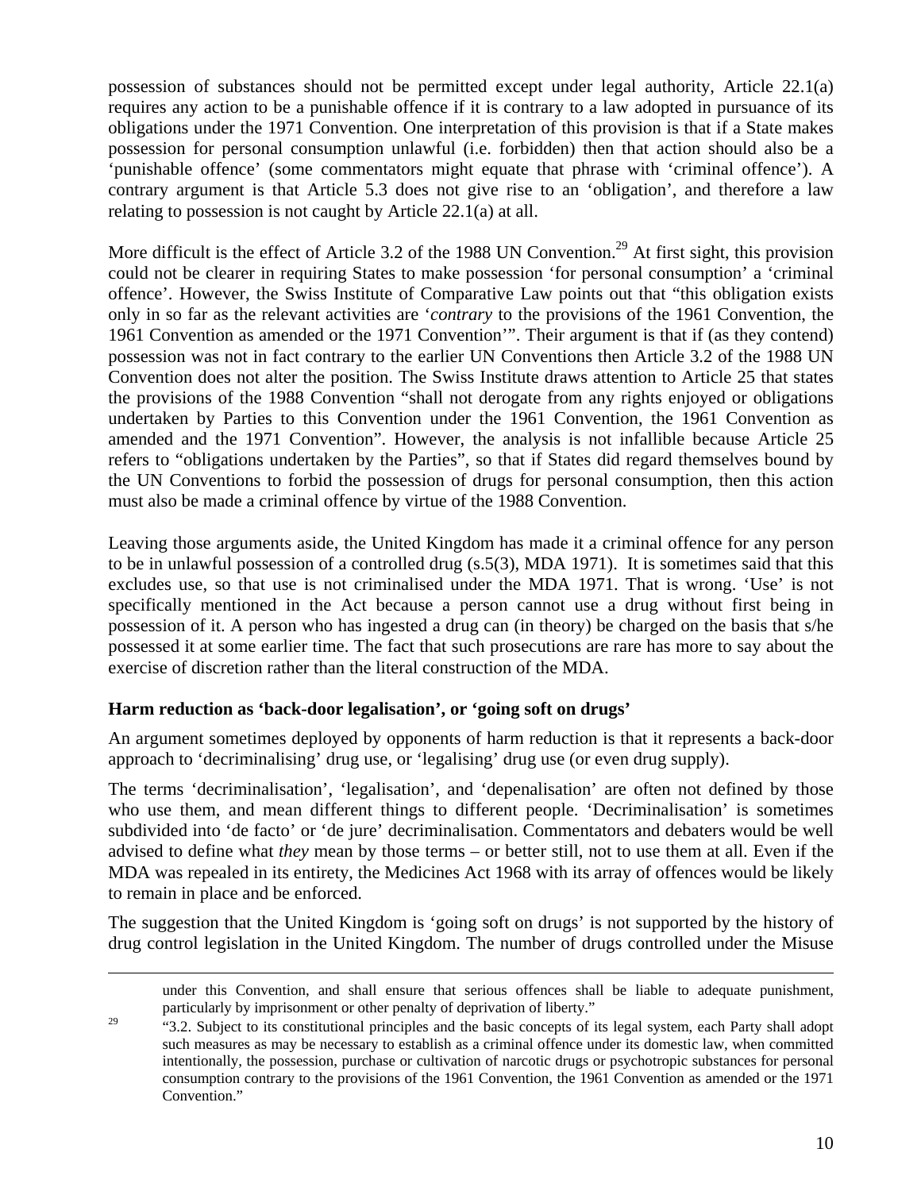possession of substances should not be permitted except under legal authority, Article 22.1(a) requires any action to be a punishable offence if it is contrary to a law adopted in pursuance of its obligations under the 1971 Convention. One interpretation of this provision is that if a State makes possession for personal consumption unlawful (i.e. forbidden) then that action should also be a 'punishable offence' (some commentators might equate that phrase with 'criminal offence'). A contrary argument is that Article 5.3 does not give rise to an 'obligation', and therefore a law relating to possession is not caught by Article 22.1(a) at all.

More difficult is the effect of Article 3.2 of the 1988 UN Convention.[29] At first sight, this provision could not be clearer in requiring States to make possession 'for personal consumption' a 'criminal offence'. However, the Swiss Institute of Comparative Law points out that "this obligation exists only in so far as the relevant activities are '*contrary* to the provisions of the 1961 Convention, the 1961 Convention as amended or the 1971 Convention'". Their argument is that if (as they contend) possession was not in fact contrary to the earlier UN Conventions then Article 3.2 of the 1988 UN Convention does not alter the position. The Swiss Institute draws attention to Article 25 that states the provisions of the 1988 Convention "shall not derogate from any rights enjoyed or obligations undertaken by Parties to this Convention under the 1961 Convention, the 1961 Convention as amended and the 1971 Convention". However, the analysis is not infallible because Article 25 refers to "obligations undertaken by the Parties", so that if States did regard themselves bound by the UN Conventions to forbid the possession of drugs for personal consumption, then this action must also be made a criminal offence by virtue of the 1988 Convention.

Leaving those arguments aside, the United Kingdom has made it a criminal offence for any person to be in unlawful possession of a controlled drug (s.5(3), MDA 1971). It is sometimes said that this excludes use, so that use is not criminalised under the MDA 1971. That is wrong. 'Use' is not specifically mentioned in the Act because a person cannot use a drug without first being in possession of it. A person who has ingested a drug can (in theory) be charged on the basis that s/he possessed it at some earlier time. The fact that such prosecutions are rare has more to say about the exercise of discretion rather than the literal construction of the MDA.

### Harm reduction as 'back-door legalisation', or 'going soft on drugs'

An argument sometimes deployed by opponents of harm reduction is that it represents a back-door approach to 'decriminalising' drug use, or 'legalising' drug use (or even drug supply).

The terms 'decriminalisation', 'legalisation', and 'depenalisation' are often not defined by those who use them, and mean different things to different people. 'Decriminalisation' is sometimes subdivided into 'de facto' or 'de jure' decriminalisation. Commentators and debaters would be well advised to define what *they* mean by those terms – or better still, not to use them at all. Even if the MDA was repealed in its entirety, the Medicines Act 1968 with its array of offences would be likely to remain in place and be enforced.

The suggestion that the United Kingdom is 'going soft on drugs' is not supported by the history of drug control legislation in the United Kingdom. The number of drugs controlled under the Misuse

---

under this Convention, and shall ensure that serious offences shall be liable to adequate punishment, particularly by imprisonment or other penalty of deprivation of liberty."

[29] "3.2. Subject to its constitutional principles and the basic concepts of its legal system, each Party shall adopt such measures as may be necessary to establish as a criminal offence under its domestic law, when committed intentionally, the possession, purchase or cultivation of narcotic drugs or psychotropic substances for personal consumption contrary to the provisions of the 1961 Convention, the 1961 Convention as amended or the 1971 Convention."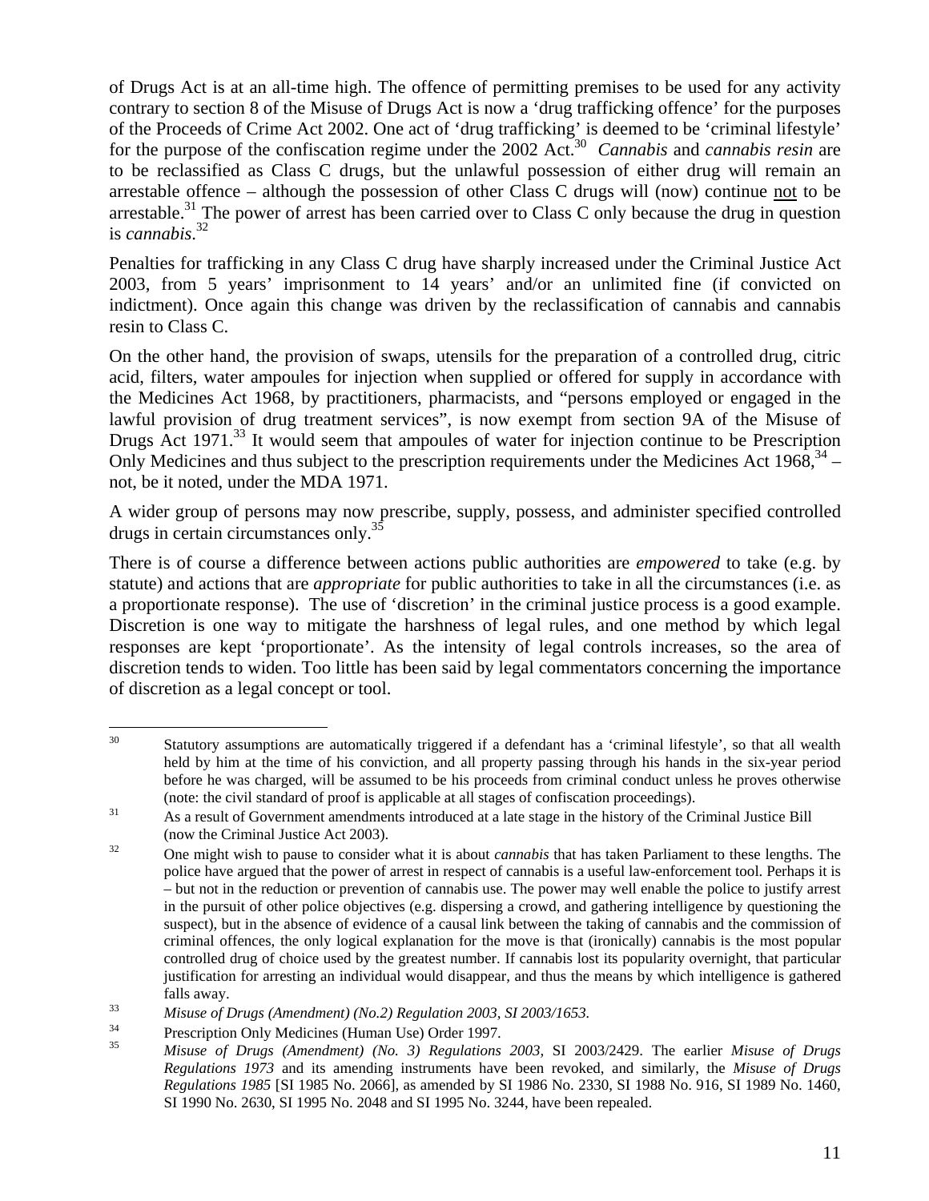of Drugs Act is at an all-time high. The offence of permitting premises to be used for any activity contrary to section 8 of the Misuse of Drugs Act is now a 'drug trafficking offence' for the purposes of the Proceeds of Crime Act 2002. One act of 'drug trafficking' is deemed to be 'criminal lifestyle' for the purpose of the confiscation regime under the 2002 Act.[30] *Cannabis* and *cannabis resin* are to be reclassified as Class C drugs, but the unlawful possession of either drug will remain an arrestable offence – although the possession of other Class C drugs will (now) continue not to be arrestable.[31] The power of arrest has been carried over to Class C only because the drug in question is *cannabis*.[32]

Penalties for trafficking in any Class C drug have sharply increased under the Criminal Justice Act 2003, from 5 years' imprisonment to 14 years' and/or an unlimited fine (if convicted on indictment). Once again this change was driven by the reclassification of cannabis and cannabis resin to Class C.

On the other hand, the provision of swaps, utensils for the preparation of a controlled drug, citric acid, filters, water ampoules for injection when supplied or offered for supply in accordance with the Medicines Act 1968, by practitioners, pharmacists, and "persons employed or engaged in the lawful provision of drug treatment services", is now exempt from section 9A of the Misuse of Drugs Act 1971.[33] It would seem that ampoules of water for injection continue to be Prescription Only Medicines and thus subject to the prescription requirements under the Medicines Act 1968,[34] – not, be it noted, under the MDA 1971.

A wider group of persons may now prescribe, supply, possess, and administer specified controlled drugs in certain circumstances only.[35]

There is of course a difference between actions public authorities are *empowered* to take (e.g. by statute) and actions that are *appropriate* for public authorities to take in all the circumstances (i.e. as a proportionate response). The use of 'discretion' in the criminal justice process is a good example. Discretion is one way to mitigate the harshness of legal rules, and one method by which legal responses are kept 'proportionate'. As the intensity of legal controls increases, so the area of discretion tends to widen. Too little has been said by legal commentators concerning the importance of discretion as a legal concept or tool.

---

[30] Statutory assumptions are automatically triggered if a defendant has a 'criminal lifestyle', so that all wealth held by him at the time of his conviction, and all property passing through his hands in the six-year period before he was charged, will be assumed to be his proceeds from criminal conduct unless he proves otherwise (note: the civil standard of proof is applicable at all stages of confiscation proceedings).

[31] As a result of Government amendments introduced at a late stage in the history of the Criminal Justice Bill (now the Criminal Justice Act 2003).

[32] One might wish to pause to consider what it is about *cannabis* that has taken Parliament to these lengths. The police have argued that the power of arrest in respect of cannabis is a useful law-enforcement tool. Perhaps it is – but not in the reduction or prevention of cannabis use. The power may well enable the police to justify arrest in the pursuit of other police objectives (e.g. dispersing a crowd, and gathering intelligence by questioning the suspect), but in the absence of evidence of a causal link between the taking of cannabis and the commission of criminal offences, the only logical explanation for the move is that (ironically) cannabis is the most popular controlled drug of choice used by the greatest number. If cannabis lost its popularity overnight, that particular justification for arresting an individual would disappear, and thus the means by which intelligence is gathered falls away.

[33] *Misuse of Drugs (Amendment) (No.2) Regulation 2003, SI 2003/1653.*

[34] Prescription Only Medicines (Human Use) Order 1997.

[35] *Misuse of Drugs (Amendment) (No. 3) Regulations 2003,* SI 2003/2429. The earlier *Misuse of Drugs Regulations 1973* and its amending instruments have been revoked, and similarly, the *Misuse of Drugs Regulations 1985* [SI 1985 No. 2066], as amended by SI 1986 No. 2330, SI 1988 No. 916, SI 1989 No. 1460, SI 1990 No. 2630, SI 1995 No. 2048 and SI 1995 No. 3244, have been repealed.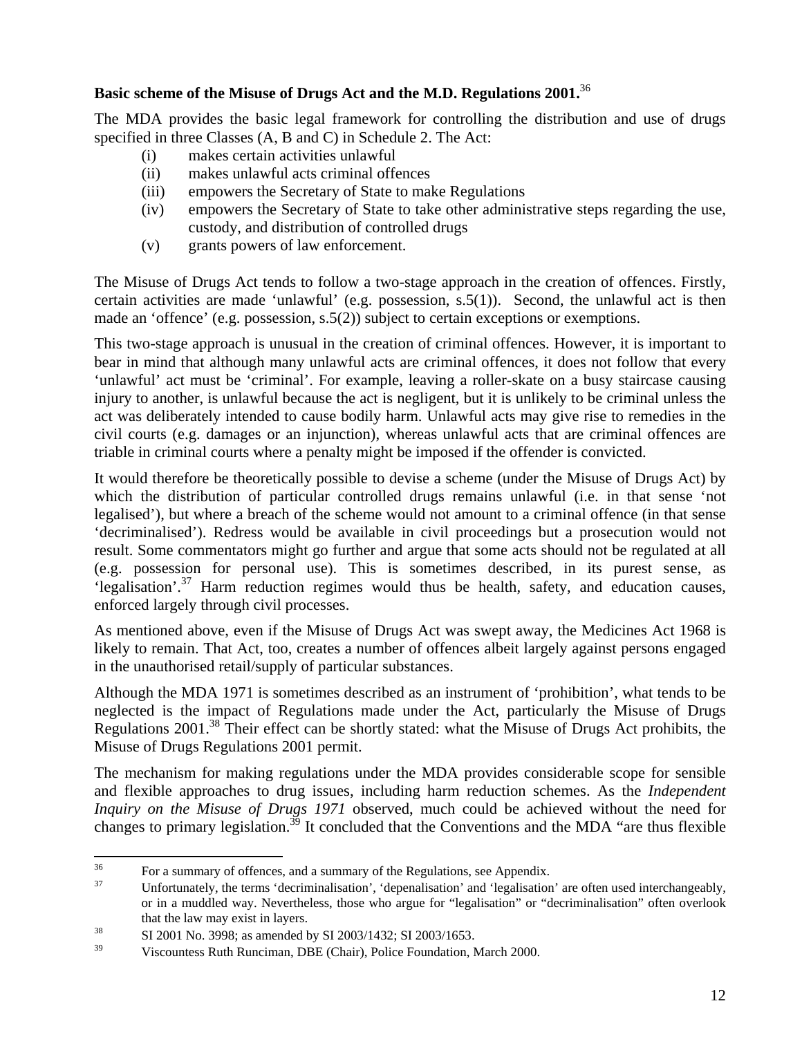**Basic scheme of the Misuse of Drugs Act and the M.D. Regulations 2001.**[36]

The MDA provides the basic legal framework for controlling the distribution and use of drugs specified in three Classes (A, B and C) in Schedule 2. The Act:

(i) makes certain activities unlawful
(ii) makes unlawful acts criminal offences
(iii) empowers the Secretary of State to make Regulations
(iv) empowers the Secretary of State to take other administrative steps regarding the use, custody, and distribution of controlled drugs
(v) grants powers of law enforcement.

The Misuse of Drugs Act tends to follow a two-stage approach in the creation of offences. Firstly, certain activities are made 'unlawful' (e.g. possession, s.5(1)). Second, the unlawful act is then made an 'offence' (e.g. possession, s.5(2)) subject to certain exceptions or exemptions.

This two-stage approach is unusual in the creation of criminal offences. However, it is important to bear in mind that although many unlawful acts are criminal offences, it does not follow that every 'unlawful' act must be 'criminal'. For example, leaving a roller-skate on a busy staircase causing injury to another, is unlawful because the act is negligent, but it is unlikely to be criminal unless the act was deliberately intended to cause bodily harm. Unlawful acts may give rise to remedies in the civil courts (e.g. damages or an injunction), whereas unlawful acts that are criminal offences are triable in criminal courts where a penalty might be imposed if the offender is convicted.

It would therefore be theoretically possible to devise a scheme (under the Misuse of Drugs Act) by which the distribution of particular controlled drugs remains unlawful (i.e. in that sense 'not legalised'), but where a breach of the scheme would not amount to a criminal offence (in that sense 'decriminalised'). Redress would be available in civil proceedings but a prosecution would not result. Some commentators might go further and argue that some acts should not be regulated at all (e.g. possession for personal use). This is sometimes described, in its purest sense, as 'legalisation'.[37] Harm reduction regimes would thus be health, safety, and education causes, enforced largely through civil processes.

As mentioned above, even if the Misuse of Drugs Act was swept away, the Medicines Act 1968 is likely to remain. That Act, too, creates a number of offences albeit largely against persons engaged in the unauthorised retail/supply of particular substances.

Although the MDA 1971 is sometimes described as an instrument of 'prohibition', what tends to be neglected is the impact of Regulations made under the Act, particularly the Misuse of Drugs Regulations 2001.[38] Their effect can be shortly stated: what the Misuse of Drugs Act prohibits, the Misuse of Drugs Regulations 2001 permit.

The mechanism for making regulations under the MDA provides considerable scope for sensible and flexible approaches to drug issues, including harm reduction schemes. As the *Independent Inquiry on the Misuse of Drugs 1971* observed, much could be achieved without the need for changes to primary legislation.[39] It concluded that the Conventions and the MDA "are thus flexible

---

[36] For a summary of offences, and a summary of the Regulations, see Appendix.

[37] Unfortunately, the terms 'decriminalisation', 'depenalisation' and 'legalisation' are often used interchangeably, or in a muddled way. Nevertheless, those who argue for "legalisation" or "decriminalisation" often overlook that the law may exist in layers.

[38] SI 2001 No. 3998; as amended by SI 2003/1432; SI 2003/1653.

[39] Viscountess Ruth Runciman, DBE (Chair), Police Foundation, March 2000.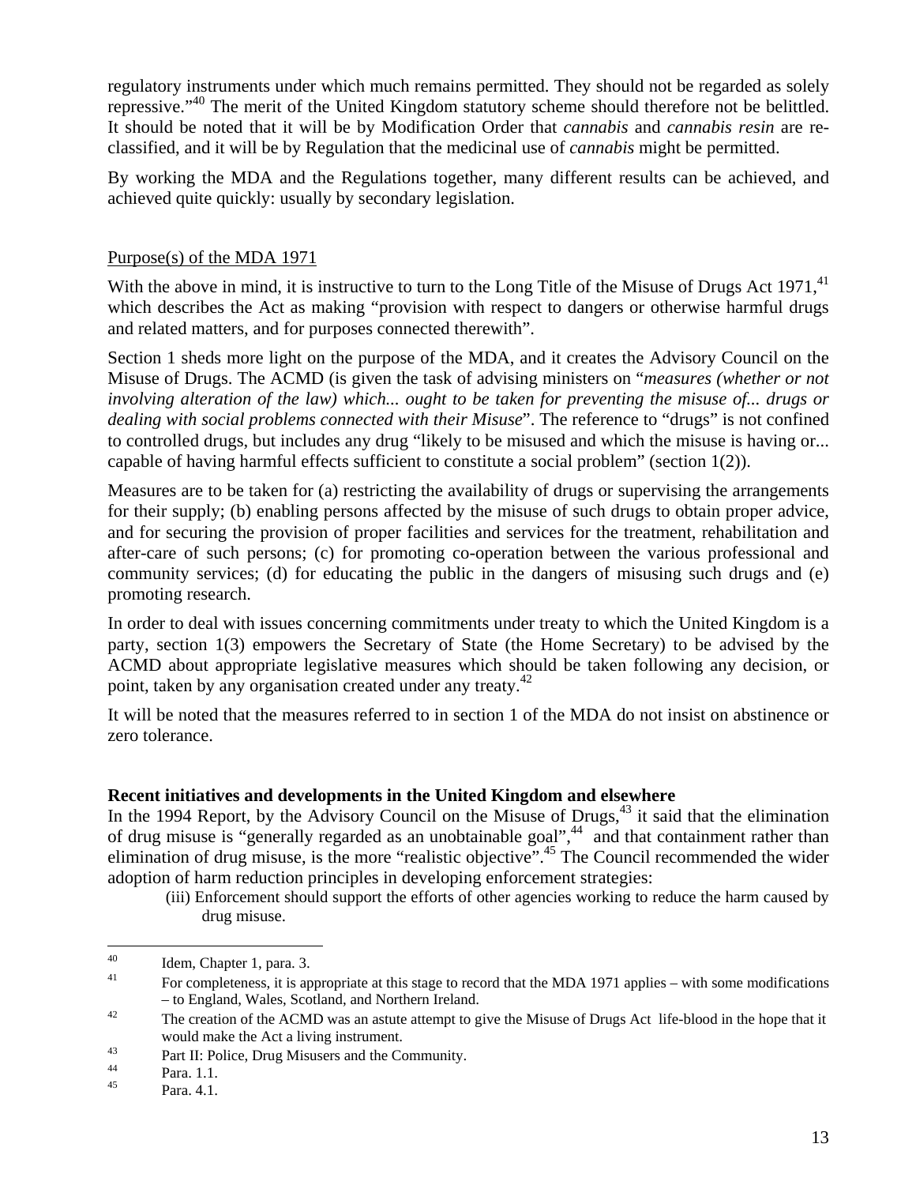regulatory instruments under which much remains permitted. They should not be regarded as solely repressive."[40] The merit of the United Kingdom statutory scheme should therefore not be belittled. It should be noted that it will be by Modification Order that *cannabis* and *cannabis resin* are re-classified, and it will be by Regulation that the medicinal use of *cannabis* might be permitted.

By working the MDA and the Regulations together, many different results can be achieved, and achieved quite quickly: usually by secondary legislation.

<u>Purpose(s) of the MDA 1971</u>

With the above in mind, it is instructive to turn to the Long Title of the Misuse of Drugs Act 1971,[41] which describes the Act as making "provision with respect to dangers or otherwise harmful drugs and related matters, and for purposes connected therewith".

Section 1 sheds more light on the purpose of the MDA, and it creates the Advisory Council on the Misuse of Drugs. The ACMD (is given the task of advising ministers on "*measures (whether or not involving alteration of the law) which... ought to be taken for preventing the misuse of... drugs or dealing with social problems connected with their Misuse*". The reference to "drugs" is not confined to controlled drugs, but includes any drug "likely to be misused and which the misuse is having or... capable of having harmful effects sufficient to constitute a social problem" (section 1(2)).

Measures are to be taken for (a) restricting the availability of drugs or supervising the arrangements for their supply; (b) enabling persons affected by the misuse of such drugs to obtain proper advice, and for securing the provision of proper facilities and services for the treatment, rehabilitation and after-care of such persons; (c) for promoting co-operation between the various professional and community services; (d) for educating the public in the dangers of misusing such drugs and (e) promoting research.

In order to deal with issues concerning commitments under treaty to which the United Kingdom is a party, section 1(3) empowers the Secretary of State (the Home Secretary) to be advised by the ACMD about appropriate legislative measures which should be taken following any decision, or point, taken by any organisation created under any treaty.[42]

It will be noted that the measures referred to in section 1 of the MDA do not insist on abstinence or zero tolerance.

**Recent initiatives and developments in the United Kingdom and elsewhere**

In the 1994 Report, by the Advisory Council on the Misuse of Drugs,[43] it said that the elimination of drug misuse is "generally regarded as an unobtainable goal",[44] and that containment rather than elimination of drug misuse, is the more "realistic objective".[45] The Council recommended the wider adoption of harm reduction principles in developing enforcement strategies:

> (iii) Enforcement should support the efforts of other agencies working to reduce the harm caused by drug misuse.

---

[40] Idem, Chapter 1, para. 3.

[41] For completeness, it is appropriate at this stage to record that the MDA 1971 applies – with some modifications – to England, Wales, Scotland, and Northern Ireland.

[42] The creation of the ACMD was an astute attempt to give the Misuse of Drugs Act life-blood in the hope that it would make the Act a living instrument.

[43] Part II: Police, Drug Misusers and the Community.

[44] Para. 1.1.

[45] Para. 4.1.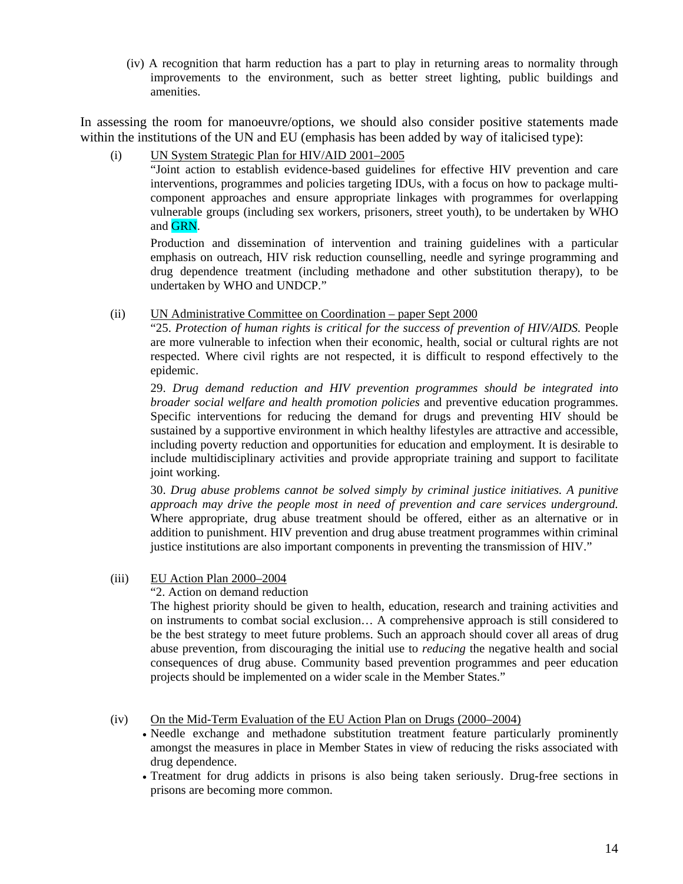(iv) A recognition that harm reduction has a part to play in returning areas to normality through improvements to the environment, such as better street lighting, public buildings and amenities.

In assessing the room for manoeuvre/options, we should also consider positive statements made within the institutions of the UN and EU (emphasis has been added by way of italicised type):

(i) UN System Strategic Plan for HIV/AID 2001–2005

"Joint action to establish evidence-based guidelines for effective HIV prevention and care interventions, programmes and policies targeting IDUs, with a focus on how to package multi-component approaches and ensure appropriate linkages with programmes for overlapping vulnerable groups (including sex workers, prisoners, street youth), to be undertaken by WHO and GRN.

Production and dissemination of intervention and training guidelines with a particular emphasis on outreach, HIV risk reduction counselling, needle and syringe programming and drug dependence treatment (including methadone and other substitution therapy), to be undertaken by WHO and UNDCP."

(ii) UN Administrative Committee on Coordination – paper Sept 2000

"25. *Protection of human rights is critical for the success of prevention of HIV/AIDS.* People are more vulnerable to infection when their economic, health, social or cultural rights are not respected. Where civil rights are not respected, it is difficult to respond effectively to the epidemic.

29. *Drug demand reduction and HIV prevention programmes should be integrated into broader social welfare and health promotion policies* and preventive education programmes. Specific interventions for reducing the demand for drugs and preventing HIV should be sustained by a supportive environment in which healthy lifestyles are attractive and accessible, including poverty reduction and opportunities for education and employment. It is desirable to include multidisciplinary activities and provide appropriate training and support to facilitate joint working.

30. *Drug abuse problems cannot be solved simply by criminal justice initiatives. A punitive approach may drive the people most in need of prevention and care services underground.* Where appropriate, drug abuse treatment should be offered, either as an alternative or in addition to punishment. HIV prevention and drug abuse treatment programmes within criminal justice institutions are also important components in preventing the transmission of HIV."

(iii) EU Action Plan 2000–2004

"2. Action on demand reduction

The highest priority should be given to health, education, research and training activities and on instruments to combat social exclusion… A comprehensive approach is still considered to be the best strategy to meet future problems. Such an approach should cover all areas of drug abuse prevention, from discouraging the initial use to *reducing* the negative health and social consequences of drug abuse. Community based prevention programmes and peer education projects should be implemented on a wider scale in the Member States."

(iv) On the Mid-Term Evaluation of the EU Action Plan on Drugs (2000–2004)

- Needle exchange and methadone substitution treatment feature particularly prominently amongst the measures in place in Member States in view of reducing the risks associated with drug dependence.
- Treatment for drug addicts in prisons is also being taken seriously. Drug-free sections in prisons are becoming more common.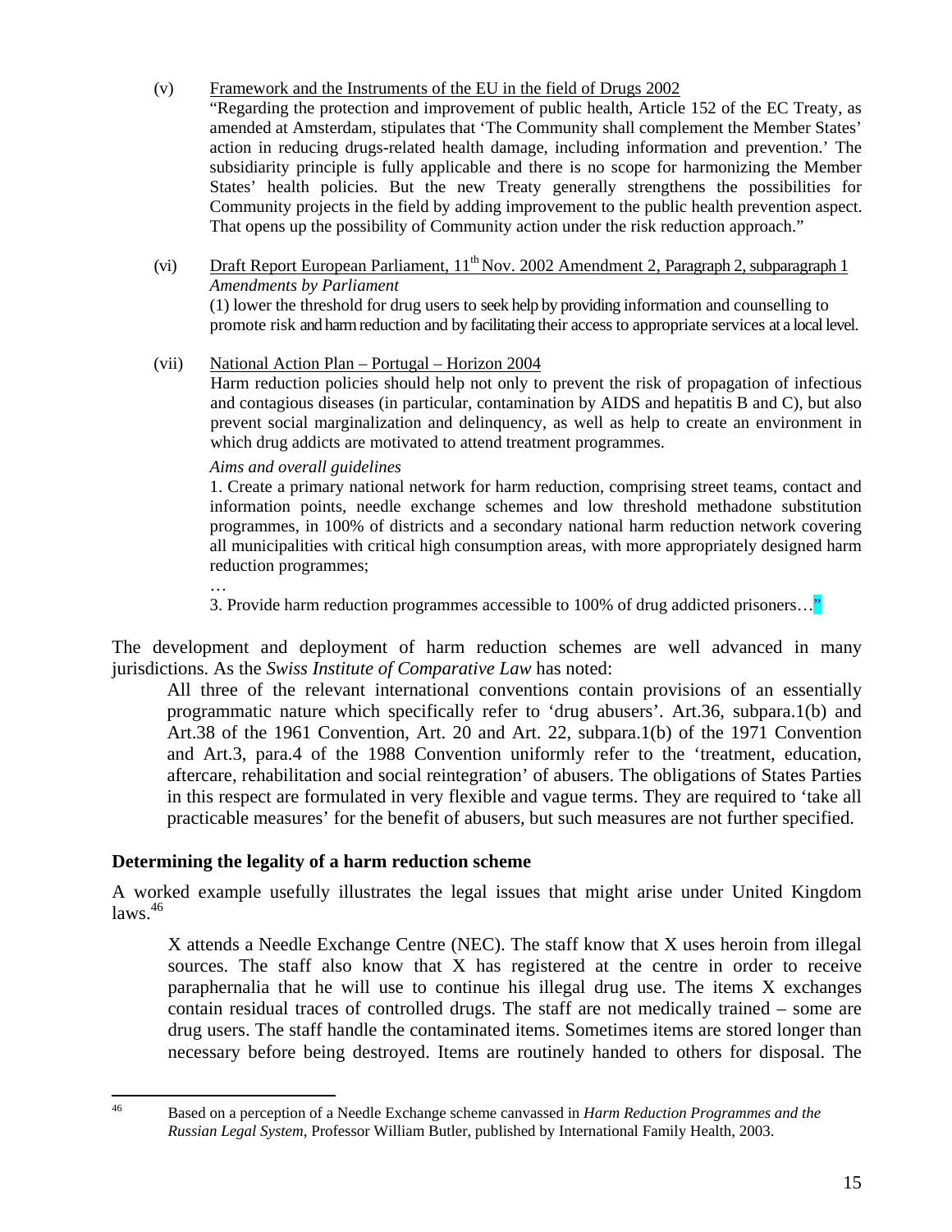(v) Framework and the Instruments of the EU in the field of Drugs 2002

"Regarding the protection and improvement of public health, Article 152 of the EC Treaty, as amended at Amsterdam, stipulates that 'The Community shall complement the Member States' action in reducing drugs-related health damage, including information and prevention.' The subsidiarity principle is fully applicable and there is no scope for harmonizing the Member States' health policies. But the new Treaty generally strengthens the possibilities for Community projects in the field by adding improvement to the public health prevention aspect. That opens up the possibility of Community action under the risk reduction approach."

(vi) Draft Report European Parliament, 11th Nov. 2002 Amendment 2, Paragraph 2, subparagraph 1

*Amendments by Parliament*

(1) lower the threshold for drug users to seek help by providing information and counselling to promote risk and harm reduction and by facilitating their access to appropriate services at a local level.

(vii) National Action Plan – Portugal – Horizon 2004

Harm reduction policies should help not only to prevent the risk of propagation of infectious and contagious diseases (in particular, contamination by AIDS and hepatitis B and C), but also prevent social marginalization and delinquency, as well as help to create an environment in which drug addicts are motivated to attend treatment programmes.

*Aims and overall guidelines*

1. Create a primary national network for harm reduction, comprising street teams, contact and information points, needle exchange schemes and low threshold methadone substitution programmes, in 100% of districts and a secondary national harm reduction network covering all municipalities with critical high consumption areas, with more appropriately designed harm reduction programmes;

…

3. Provide harm reduction programmes accessible to 100% of drug addicted prisoners…"

The development and deployment of harm reduction schemes are well advanced in many jurisdictions. As the *Swiss Institute of Comparative Law* has noted:

> All three of the relevant international conventions contain provisions of an essentially programmatic nature which specifically refer to 'drug abusers'. Art.36, subpara.1(b) and Art.38 of the 1961 Convention, Art. 20 and Art. 22, subpara.1(b) of the 1971 Convention and Art.3, para.4 of the 1988 Convention uniformly refer to the 'treatment, education, aftercare, rehabilitation and social reintegration' of abusers. The obligations of States Parties in this respect are formulated in very flexible and vague terms. They are required to 'take all practicable measures' for the benefit of abusers, but such measures are not further specified.

## Determining the legality of a harm reduction scheme

A worked example usefully illustrates the legal issues that might arise under United Kingdom laws.[46]

> X attends a Needle Exchange Centre (NEC). The staff know that X uses heroin from illegal sources. The staff also know that X has registered at the centre in order to receive paraphernalia that he will use to continue his illegal drug use. The items X exchanges contain residual traces of controlled drugs. The staff are not medically trained – some are drug users. The staff handle the contaminated items. Sometimes items are stored longer than necessary before being destroyed. Items are routinely handed to others for disposal. The

[46] Based on a perception of a Needle Exchange scheme canvassed in *Harm Reduction Programmes and the Russian Legal System*, Professor William Butler, published by International Family Health, 2003.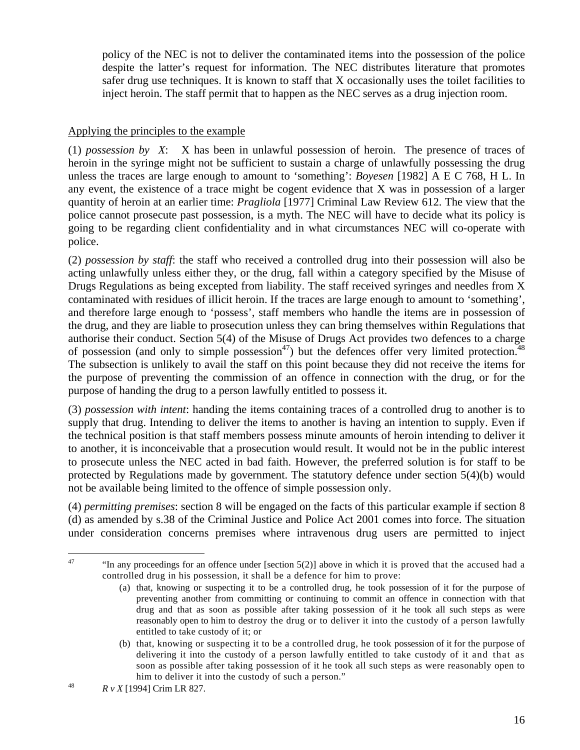policy of the NEC is not to deliver the contaminated items into the possession of the police despite the latter's request for information. The NEC distributes literature that promotes safer drug use techniques. It is known to staff that X occasionally uses the toilet facilities to inject heroin. The staff permit that to happen as the NEC serves as a drug injection room.

Applying the principles to the example

(1) *possession by X*: X has been in unlawful possession of heroin. The presence of traces of heroin in the syringe might not be sufficient to sustain a charge of unlawfully possessing the drug unless the traces are large enough to amount to 'something': *Boyesen* [1982] A E C 768, H L. In any event, the existence of a trace might be cogent evidence that X was in possession of a larger quantity of heroin at an earlier time: *Pragliola* [1977] Criminal Law Review 612. The view that the police cannot prosecute past possession, is a myth. The NEC will have to decide what its policy is going to be regarding client confidentiality and in what circumstances NEC will co-operate with police.

(2) *possession by staff*: the staff who received a controlled drug into their possession will also be acting unlawfully unless either they, or the drug, fall within a category specified by the Misuse of Drugs Regulations as being excepted from liability. The staff received syringes and needles from X contaminated with residues of illicit heroin. If the traces are large enough to amount to 'something', and therefore large enough to 'possess', staff members who handle the items are in possession of the drug, and they are liable to prosecution unless they can bring themselves within Regulations that authorise their conduct. Section 5(4) of the Misuse of Drugs Act provides two defences to a charge of possession (and only to simple possession[47]) but the defences offer very limited protection.[48] The subsection is unlikely to avail the staff on this point because they did not receive the items for the purpose of preventing the commission of an offence in connection with the drug, or for the purpose of handing the drug to a person lawfully entitled to possess it.

(3) *possession with intent*: handing the items containing traces of a controlled drug to another is to supply that drug. Intending to deliver the items to another is having an intention to supply. Even if the technical position is that staff members possess minute amounts of heroin intending to deliver it to another, it is inconceivable that a prosecution would result. It would not be in the public interest to prosecute unless the NEC acted in bad faith. However, the preferred solution is for staff to be protected by Regulations made by government. The statutory defence under section 5(4)(b) would not be available being limited to the offence of simple possession only.

(4) *permitting premises*: section 8 will be engaged on the facts of this particular example if section 8 (d) as amended by s.38 of the Criminal Justice and Police Act 2001 comes into force. The situation under consideration concerns premises where intravenous drug users are permitted to inject

---

[47] "In any proceedings for an offence under [section 5(2)] above in which it is proved that the accused had a controlled drug in his possession, it shall be a defence for him to prove:

(a) that, knowing or suspecting it to be a controlled drug, he took possession of it for the purpose of preventing another from committing or continuing to commit an offence in connection with that drug and that as soon as possible after taking possession of it he took all such steps as were reasonably open to him to destroy the drug or to deliver it into the custody of a person lawfully entitled to take custody of it; or

(b) that, knowing or suspecting it to be a controlled drug, he took possession of it for the purpose of delivering it into the custody of a person lawfully entitled to take custody of it and that as soon as possible after taking possession of it he took all such steps as were reasonably open to him to deliver it into the custody of such a person."

[48] *R v X* [1994] Crim LR 827.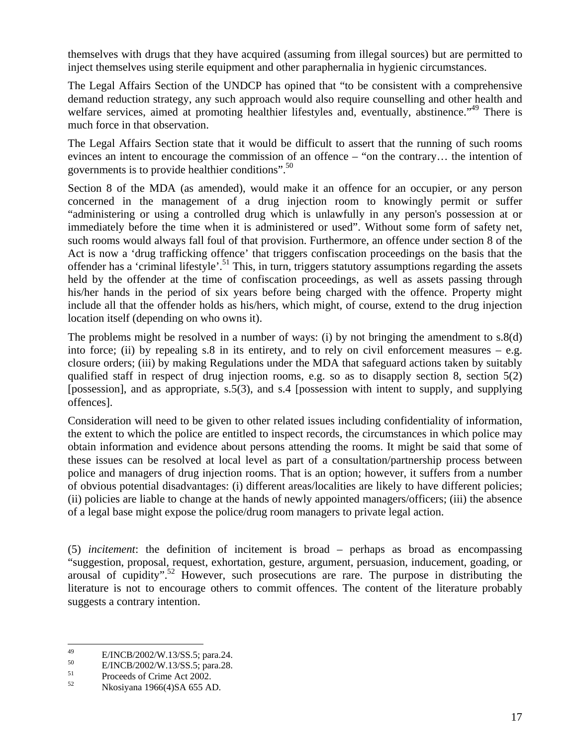themselves with drugs that they have acquired (assuming from illegal sources) but are permitted to inject themselves using sterile equipment and other paraphernalia in hygienic circumstances.

The Legal Affairs Section of the UNDCP has opined that "to be consistent with a comprehensive demand reduction strategy, any such approach would also require counselling and other health and welfare services, aimed at promoting healthier lifestyles and, eventually, abstinence."[49] There is much force in that observation.

The Legal Affairs Section state that it would be difficult to assert that the running of such rooms evinces an intent to encourage the commission of an offence – "on the contrary… the intention of governments is to provide healthier conditions".[50]

Section 8 of the MDA (as amended), would make it an offence for an occupier, or any person concerned in the management of a drug injection room to knowingly permit or suffer "administering or using a controlled drug which is unlawfully in any person's possession at or immediately before the time when it is administered or used". Without some form of safety net, such rooms would always fall foul of that provision. Furthermore, an offence under section 8 of the Act is now a 'drug trafficking offence' that triggers confiscation proceedings on the basis that the offender has a 'criminal lifestyle'.[51] This, in turn, triggers statutory assumptions regarding the assets held by the offender at the time of confiscation proceedings, as well as assets passing through his/her hands in the period of six years before being charged with the offence. Property might include all that the offender holds as his/hers, which might, of course, extend to the drug injection location itself (depending on who owns it).

The problems might be resolved in a number of ways: (i) by not bringing the amendment to s.8(d) into force; (ii) by repealing s.8 in its entirety, and to rely on civil enforcement measures – e.g. closure orders; (iii) by making Regulations under the MDA that safeguard actions taken by suitably qualified staff in respect of drug injection rooms, e.g. so as to disapply section 8, section 5(2) [possession], and as appropriate, s.5(3), and s.4 [possession with intent to supply, and supplying offences].

Consideration will need to be given to other related issues including confidentiality of information, the extent to which the police are entitled to inspect records, the circumstances in which police may obtain information and evidence about persons attending the rooms. It might be said that some of these issues can be resolved at local level as part of a consultation/partnership process between police and managers of drug injection rooms. That is an option; however, it suffers from a number of obvious potential disadvantages: (i) different areas/localities are likely to have different policies; (ii) policies are liable to change at the hands of newly appointed managers/officers; (iii) the absence of a legal base might expose the police/drug room managers to private legal action.

(5) *incitement*: the definition of incitement is broad – perhaps as broad as encompassing "suggestion, proposal, request, exhortation, gesture, argument, persuasion, inducement, goading, or arousal of cupidity".[52] However, such prosecutions are rare. The purpose in distributing the literature is not to encourage others to commit offences. The content of the literature probably suggests a contrary intention.

---

[49] E/INCB/2002/W.13/SS.5; para.24.

[50] E/INCB/2002/W.13/SS.5; para.28.

[51] Proceeds of Crime Act 2002.

[52] Nkosiyana 1966(4)SA 655 AD.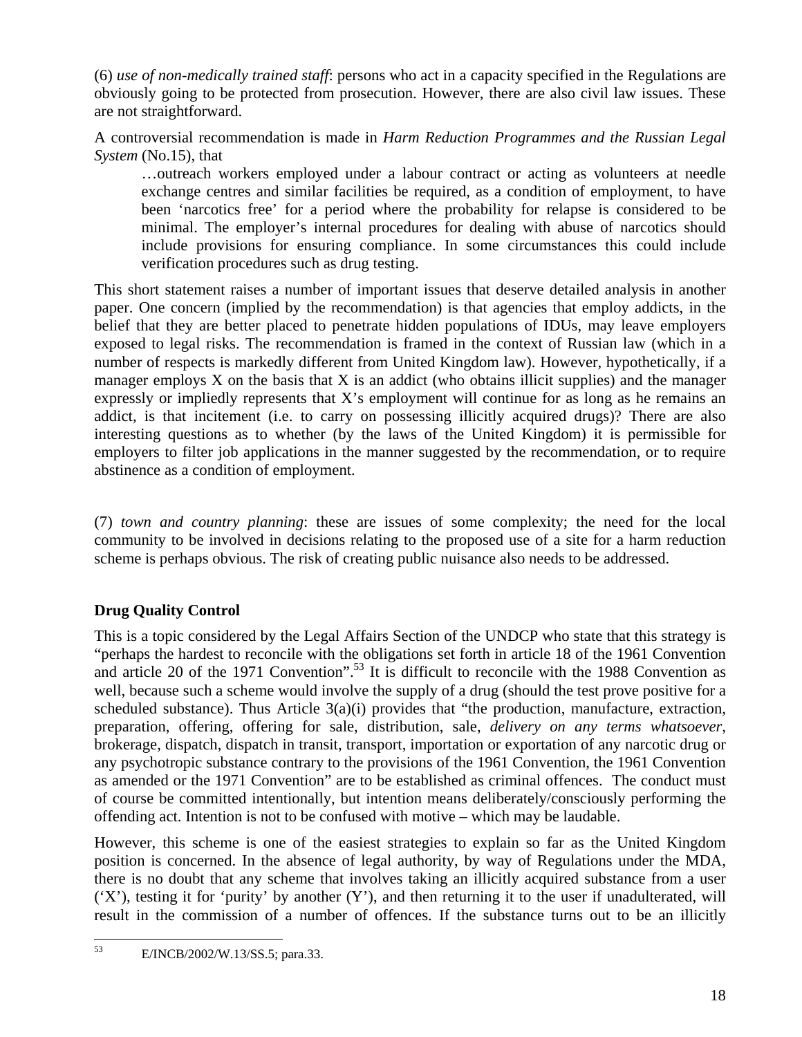(6) *use of non-medically trained staff*: persons who act in a capacity specified in the Regulations are obviously going to be protected from prosecution. However, there are also civil law issues. These are not straightforward.

A controversial recommendation is made in *Harm Reduction Programmes and the Russian Legal System* (No.15), that

> …outreach workers employed under a labour contract or acting as volunteers at needle exchange centres and similar facilities be required, as a condition of employment, to have been 'narcotics free' for a period where the probability for relapse is considered to be minimal. The employer's internal procedures for dealing with abuse of narcotics should include provisions for ensuring compliance. In some circumstances this could include verification procedures such as drug testing.

This short statement raises a number of important issues that deserve detailed analysis in another paper. One concern (implied by the recommendation) is that agencies that employ addicts, in the belief that they are better placed to penetrate hidden populations of IDUs, may leave employers exposed to legal risks. The recommendation is framed in the context of Russian law (which in a number of respects is markedly different from United Kingdom law). However, hypothetically, if a manager employs X on the basis that X is an addict (who obtains illicit supplies) and the manager expressly or impliedly represents that X's employment will continue for as long as he remains an addict, is that incitement (i.e. to carry on possessing illicitly acquired drugs)? There are also interesting questions as to whether (by the laws of the United Kingdom) it is permissible for employers to filter job applications in the manner suggested by the recommendation, or to require abstinence as a condition of employment.

(7) *town and country planning*: these are issues of some complexity; the need for the local community to be involved in decisions relating to the proposed use of a site for a harm reduction scheme is perhaps obvious. The risk of creating public nuisance also needs to be addressed.

## Drug Quality Control

This is a topic considered by the Legal Affairs Section of the UNDCP who state that this strategy is "perhaps the hardest to reconcile with the obligations set forth in article 18 of the 1961 Convention and article 20 of the 1971 Convention".[53] It is difficult to reconcile with the 1988 Convention as well, because such a scheme would involve the supply of a drug (should the test prove positive for a scheduled substance). Thus Article 3(a)(i) provides that "the production, manufacture, extraction, preparation, offering, offering for sale, distribution, sale, *delivery on any terms whatsoever*, brokerage, dispatch, dispatch in transit, transport, importation or exportation of any narcotic drug or any psychotropic substance contrary to the provisions of the 1961 Convention, the 1961 Convention as amended or the 1971 Convention" are to be established as criminal offences. The conduct must of course be committed intentionally, but intention means deliberately/consciously performing the offending act. Intention is not to be confused with motive – which may be laudable.

However, this scheme is one of the easiest strategies to explain so far as the United Kingdom position is concerned. In the absence of legal authority, by way of Regulations under the MDA, there is no doubt that any scheme that involves taking an illicitly acquired substance from a user ('X'), testing it for 'purity' by another ('Y'), and then returning it to the user if unadulterated, will result in the commission of a number of offences. If the substance turns out to be an illicitly

[53] E/INCB/2002/W.13/SS.5; para.33.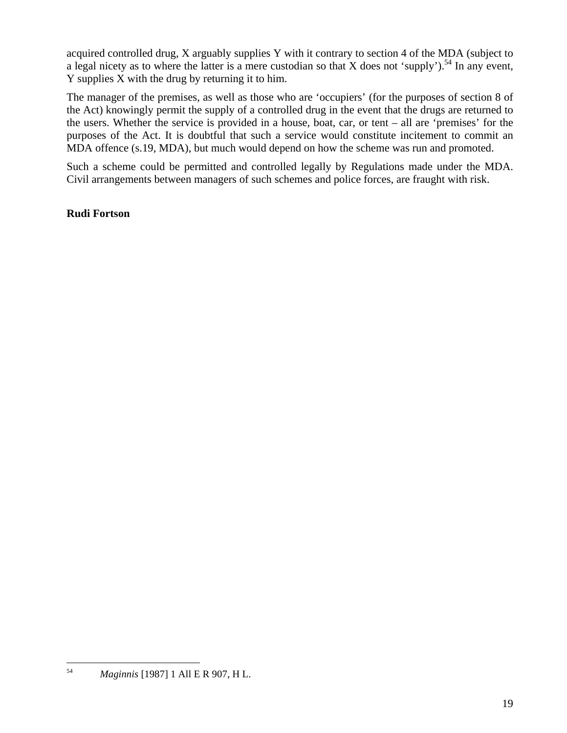acquired controlled drug, X arguably supplies Y with it contrary to section 4 of the MDA (subject to a legal nicety as to where the latter is a mere custodian so that X does not 'supply').[54] In any event, Y supplies X with the drug by returning it to him.

The manager of the premises, as well as those who are 'occupiers' (for the purposes of section 8 of the Act) knowingly permit the supply of a controlled drug in the event that the drugs are returned to the users. Whether the service is provided in a house, boat, car, or tent – all are 'premises' for the purposes of the Act. It is doubtful that such a service would constitute incitement to commit an MDA offence (s.19, MDA), but much would depend on how the scheme was run and promoted.

Such a scheme could be permitted and controlled legally by Regulations made under the MDA. Civil arrangements between managers of such schemes and police forces, are fraught with risk.

**Rudi Fortson**

---

[54] *Maginnis* [1987] 1 All E R 907, H L.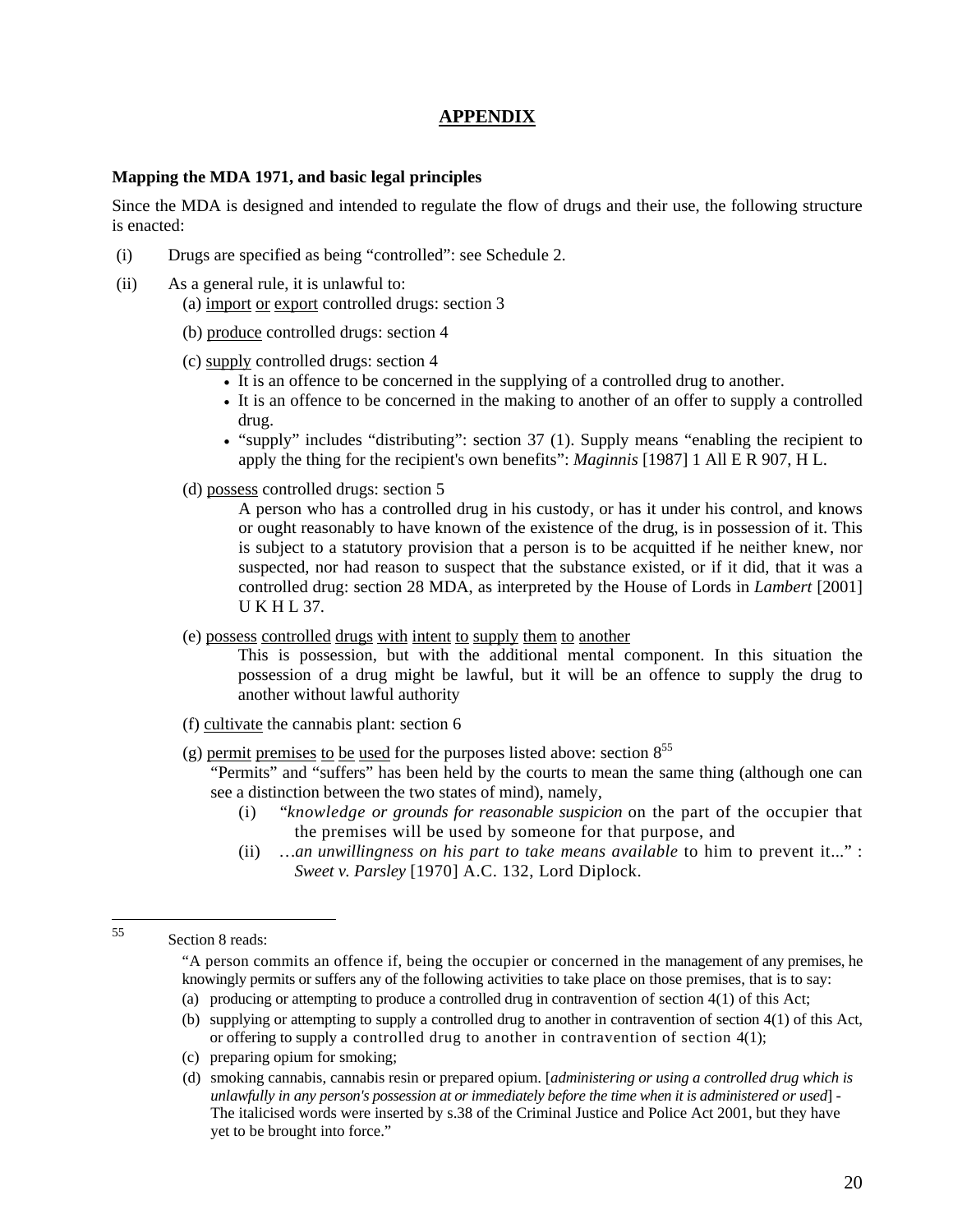# APPENDIX

**Mapping the MDA 1971, and basic legal principles**

Since the MDA is designed and intended to regulate the flow of drugs and their use, the following structure is enacted:

(i) Drugs are specified as being "controlled": see Schedule 2.

(ii) As a general rule, it is unlawful to:

(a) import or export controlled drugs: section 3

(b) produce controlled drugs: section 4

(c) supply controlled drugs: section 4

- It is an offence to be concerned in the supplying of a controlled drug to another.
- It is an offence to be concerned in the making to another of an offer to supply a controlled drug.
- "supply" includes "distributing": section 37 (1). Supply means "enabling the recipient to apply the thing for the recipient's own benefits": *Maginnis* [1987] 1 All E R 907, H L.

(d) possess controlled drugs: section 5

A person who has a controlled drug in his custody, or has it under his control, and knows or ought reasonably to have known of the existence of the drug, is in possession of it. This is subject to a statutory provision that a person is to be acquitted if he neither knew, nor suspected, nor had reason to suspect that the substance existed, or if it did, that it was a controlled drug: section 28 MDA, as interpreted by the House of Lords in *Lambert* [2001] U K H L 37.

(e) possess controlled drugs with intent to supply them to another

This is possession, but with the additional mental component. In this situation the possession of a drug might be lawful, but it will be an offence to supply the drug to another without lawful authority

(f) cultivate the cannabis plant: section 6

(g) permit premises to be used for the purposes listed above: section 8[55]

"Permits" and "suffers" has been held by the courts to mean the same thing (although one can see a distinction between the two states of mind), namely,

(i) "*knowledge or grounds for reasonable suspicion* on the part of the occupier that the premises will be used by someone for that purpose, and

(ii) …*an unwillingness on his part to take means available* to him to prevent it..." : *Sweet v. Parsley* [1970] A.C. 132, Lord Diplock.

---

[55] Section 8 reads:

"A person commits an offence if, being the occupier or concerned in the management of any premises, he knowingly permits or suffers any of the following activities to take place on those premises, that is to say:

(a) producing or attempting to produce a controlled drug in contravention of section 4(1) of this Act;

(b) supplying or attempting to supply a controlled drug to another in contravention of section 4(1) of this Act, or offering to supply a controlled drug to another in contravention of section 4(1);

(c) preparing opium for smoking;

(d) smoking cannabis, cannabis resin or prepared opium. [*administering or using a controlled drug which is unlawfully in any person's possession at or immediately before the time when it is administered or used*] - The italicised words were inserted by s.38 of the Criminal Justice and Police Act 2001, but they have yet to be brought into force."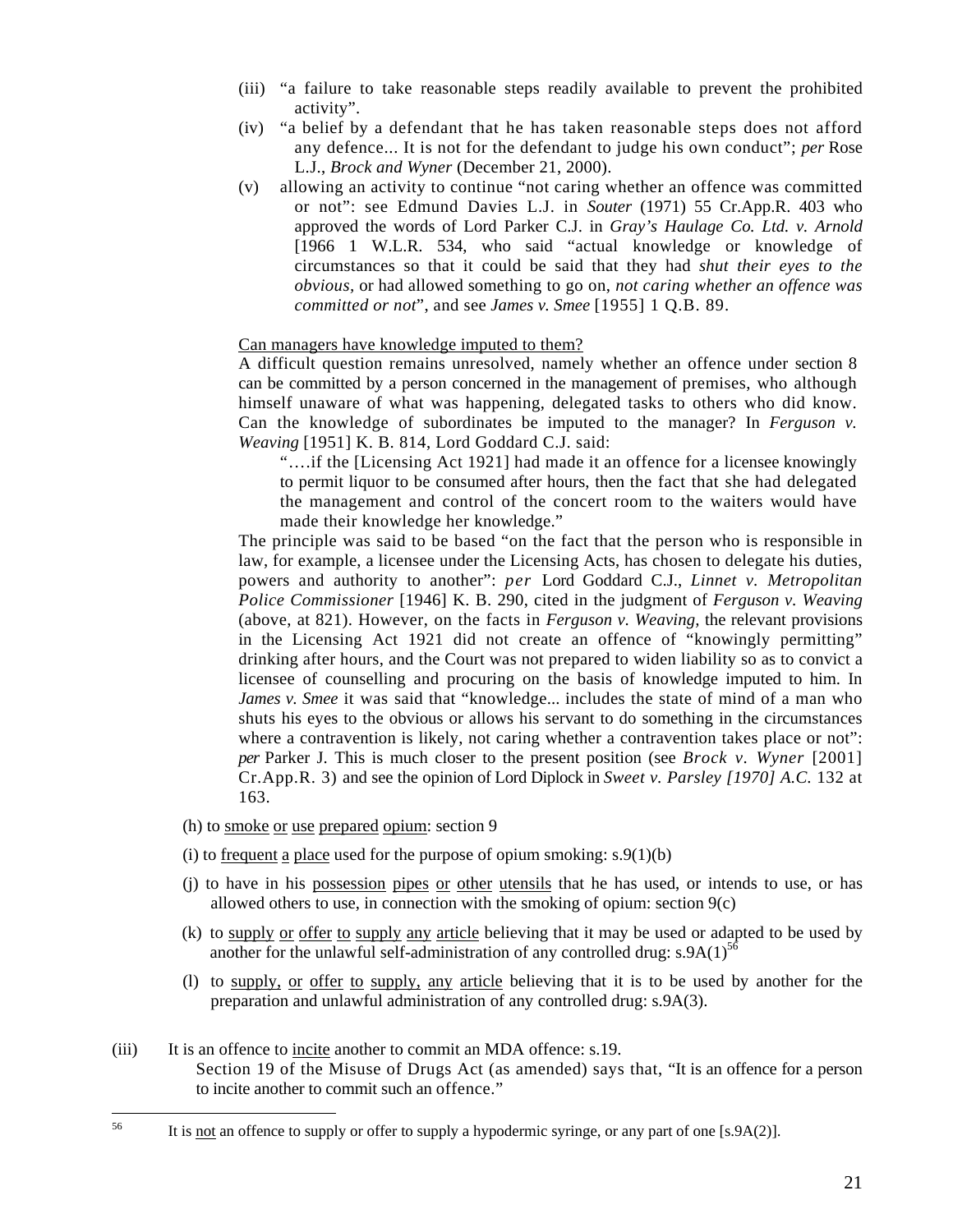(iii) "a failure to take reasonable steps readily available to prevent the prohibited activity".

(iv) "a belief by a defendant that he has taken reasonable steps does not afford any defence... It is not for the defendant to judge his own conduct"; *per* Rose L.J., *Brock and Wyner* (December 21, 2000).

(v) allowing an activity to continue "not caring whether an offence was committed or not": see Edmund Davies L.J. in *Souter* (1971) 55 Cr.App.R. 403 who approved the words of Lord Parker C.J. in *Gray's Haulage Co. Ltd. v. Arnold* [1966 1 W.L.R. 534, who said "actual knowledge or knowledge of circumstances so that it could be said that they had *shut their eyes to the obvious*, or had allowed something to go on, *not caring whether an offence was committed or not*", and see *James v. Smee* [1955] 1 Q.B. 89.

<u>Can managers have knowledge imputed to them?</u>

A difficult question remains unresolved, namely whether an offence under section 8 can be committed by a person concerned in the management of premises, who although himself unaware of what was happening, delegated tasks to others who did know. Can the knowledge of subordinates be imputed to the manager? In *Ferguson v. Weaving* [1951] K. B. 814, Lord Goddard C.J. said:

> "….if the [Licensing Act 1921] had made it an offence for a licensee knowingly to permit liquor to be consumed after hours, then the fact that she had delegated the management and control of the concert room to the waiters would have made their knowledge her knowledge."

The principle was said to be based "on the fact that the person who is responsible in law, for example, a licensee under the Licensing Acts, has chosen to delegate his duties, powers and authority to another": *per* Lord Goddard C.J., *Linnet v. Metropolitan Police Commissioner* [1946] K. B. 290, cited in the judgment of *Ferguson v. Weaving* (above, at 821). However, on the facts in *Ferguson v. Weaving,* the relevant provisions in the Licensing Act 1921 did not create an offence of "knowingly permitting" drinking after hours, and the Court was not prepared to widen liability so as to convict a licensee of counselling and procuring on the basis of knowledge imputed to him. In *James v. Smee* it was said that "knowledge... includes the state of mind of a man who shuts his eyes to the obvious or allows his servant to do something in the circumstances where a contravention is likely, not caring whether a contravention takes place or not": *per* Parker J. This is much closer to the present position (see *Brock v. Wyner* [2001] Cr.App.R. 3) and see the opinion of Lord Diplock in *Sweet v. Parsley [1970] A.C.* 132 at 163.

(h) to <u>smoke</u> <u>or</u> <u>use</u> <u>prepared</u> <u>opium</u>: section 9

(i) to <u>frequent</u> <u>a</u> <u>place</u> used for the purpose of opium smoking: s.9(1)(b)

(j) to have in his <u>possession</u> <u>pipes</u> <u>or</u> <u>other</u> <u>utensils</u> that he has used, or intends to use, or has allowed others to use, in connection with the smoking of opium: section 9(c)

(k) to <u>supply</u> <u>or</u> <u>offer</u> <u>to</u> <u>supply</u> <u>any</u> <u>article</u> believing that it may be used or adapted to be used by another for the unlawful self-administration of any controlled drug: s.9A(1)[56]

(l) to <u>supply,</u> <u>or</u> <u>offer</u> <u>to</u> <u>supply,</u> <u>any</u> <u>article</u> believing that it is to be used by another for the preparation and unlawful administration of any controlled drug: s.9A(3).

(iii) It is an offence to <u>incite</u> another to commit an MDA offence: s.19.

Section 19 of the Misuse of Drugs Act (as amended) says that, "It is an offence for a person to incite another to commit such an offence."

---

[56] It is <u>not</u> an offence to supply or offer to supply a hypodermic syringe, or any part of one [s.9A(2)].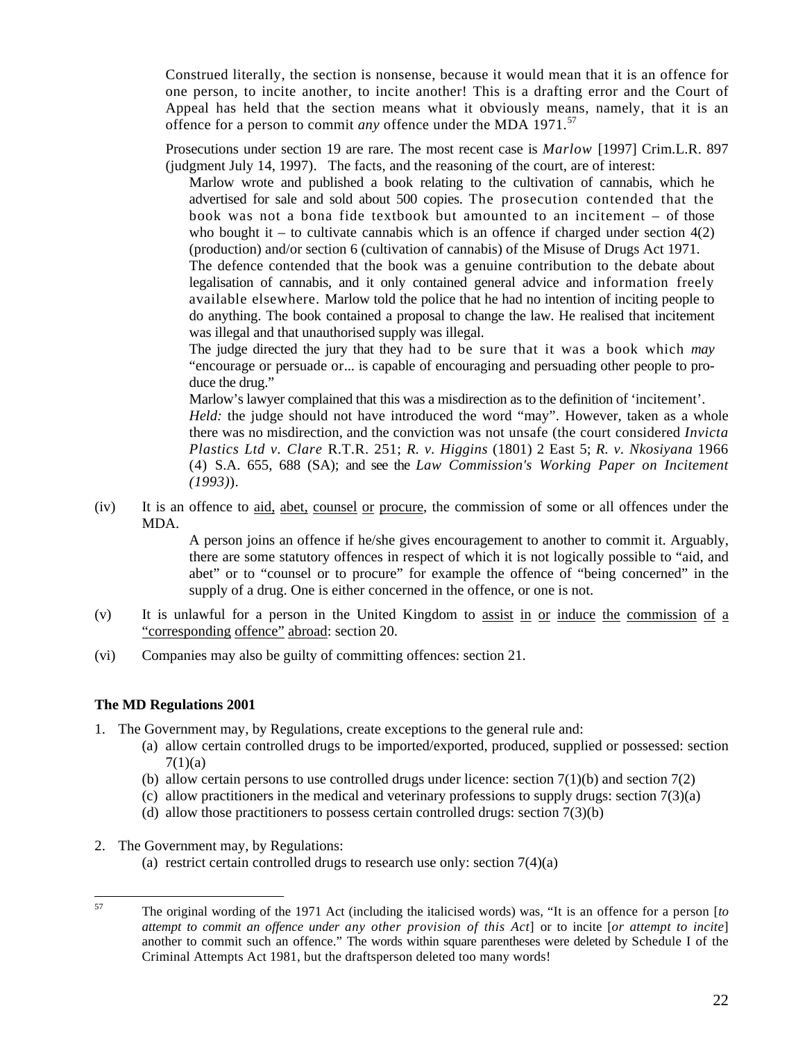Construed literally, the section is nonsense, because it would mean that it is an offence for one person, to incite another, to incite another! This is a drafting error and the Court of Appeal has held that the section means what it obviously means, namely, that it is an offence for a person to commit *any* offence under the MDA 1971.[57]

Prosecutions under section 19 are rare. The most recent case is *Marlow* [1997] Crim.L.R. 897 (judgment July 14, 1997). The facts, and the reasoning of the court, are of interest:

> Marlow wrote and published a book relating to the cultivation of cannabis, which he advertised for sale and sold about 500 copies. The prosecution contended that the book was not a bona fide textbook but amounted to an incitement – of those who bought it – to cultivate cannabis which is an offence if charged under section 4(2) (production) and/or section 6 (cultivation of cannabis) of the Misuse of Drugs Act 1971.
>
> The defence contended that the book was a genuine contribution to the debate about legalisation of cannabis, and it only contained general advice and information freely available elsewhere. Marlow told the police that he had no intention of inciting people to do anything. The book contained a proposal to change the law. He realised that incitement was illegal and that unauthorised supply was illegal.
>
> The judge directed the jury that they had to be sure that it was a book which *may* "encourage or persuade or... is capable of encouraging and persuading other people to produce the drug."
>
> Marlow's lawyer complained that this was a misdirection as to the definition of 'incitement'.
>
> *Held:* the judge should not have introduced the word "may". However, taken as a whole there was no misdirection, and the conviction was not unsafe (the court considered *Invicta Plastics Ltd v. Clare* R.T.R. 251; *R. v. Higgins* (1801) 2 East 5; *R. v. Nkosiyana* 1966 (4) S.A. 655, 688 (SA); and see the *Law Commission's Working Paper on Incitement (1993)*).

(iv) It is an offence to <u>aid, abet, counsel or procure</u>, the commission of some or all offences under the MDA.

> A person joins an offence if he/she gives encouragement to another to commit it. Arguably, there are some statutory offences in respect of which it is not logically possible to "aid, and abet" or to "counsel or to procure" for example the offence of "being concerned" in the supply of a drug. One is either concerned in the offence, or one is not.

(v) It is unlawful for a person in the United Kingdom to <u>assist in or induce the commission of a "corresponding offence" abroad</u>: section 20.

(vi) Companies may also be guilty of committing offences: section 21.

**The MD Regulations 2001**

1. The Government may, by Regulations, create exceptions to the general rule and:
   (a) allow certain controlled drugs to be imported/exported, produced, supplied or possessed: section 7(1)(a)
   (b) allow certain persons to use controlled drugs under licence: section 7(1)(b) and section 7(2)
   (c) allow practitioners in the medical and veterinary professions to supply drugs: section 7(3)(a)
   (d) allow those practitioners to possess certain controlled drugs: section 7(3)(b)

2. The Government may, by Regulations:
   (a) restrict certain controlled drugs to research use only: section 7(4)(a)

---

[57] The original wording of the 1971 Act (including the italicised words) was, "It is an offence for a person [*to attempt to commit an offence under any other provision of this Act*] or to incite [*or attempt to incite*] another to commit such an offence." The words within square parentheses were deleted by Schedule I of the Criminal Attempts Act 1981, but the draftsperson deleted too many words!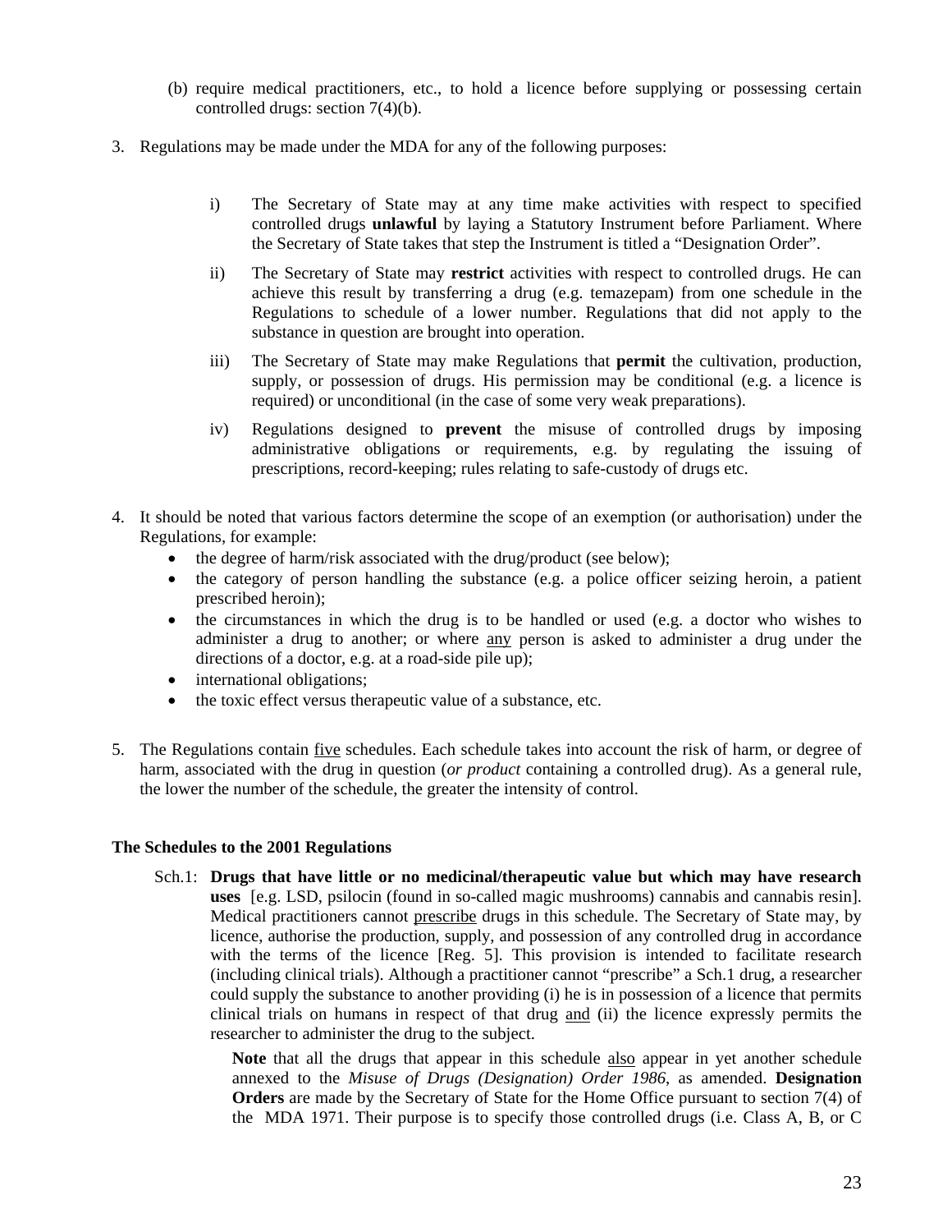(b) require medical practitioners, etc., to hold a licence before supplying or possessing certain controlled drugs: section 7(4)(b).

3. Regulations may be made under the MDA for any of the following purposes:

   i) The Secretary of State may at any time make activities with respect to specified controlled drugs **unlawful** by laying a Statutory Instrument before Parliament. Where the Secretary of State takes that step the Instrument is titled a "Designation Order".

   ii) The Secretary of State may **restrict** activities with respect to controlled drugs. He can achieve this result by transferring a drug (e.g. temazepam) from one schedule in the Regulations to schedule of a lower number. Regulations that did not apply to the substance in question are brought into operation.

   iii) The Secretary of State may make Regulations that **permit** the cultivation, production, supply, or possession of drugs. His permission may be conditional (e.g. a licence is required) or unconditional (in the case of some very weak preparations).

   iv) Regulations designed to **prevent** the misuse of controlled drugs by imposing administrative obligations or requirements, e.g. by regulating the issuing of prescriptions, record-keeping; rules relating to safe-custody of drugs etc.

4. It should be noted that various factors determine the scope of an exemption (or authorisation) under the Regulations, for example:
   - the degree of harm/risk associated with the drug/product (see below);
   - the category of person handling the substance (e.g. a police officer seizing heroin, a patient prescribed heroin);
   - the circumstances in which the drug is to be handled or used (e.g. a doctor who wishes to administer a drug to another; or where <u>any</u> person is asked to administer a drug under the directions of a doctor, e.g. at a road-side pile up);
   - international obligations;
   - the toxic effect versus therapeutic value of a substance, etc.

5. The Regulations contain <u>five</u> schedules. Each schedule takes into account the risk of harm, or degree of harm, associated with the drug in question (*or product* containing a controlled drug). As a general rule, the lower the number of the schedule, the greater the intensity of control.

**The Schedules to the 2001 Regulations**

Sch.1: **Drugs that have little or no medicinal/therapeutic value but which may have research uses** [e.g. LSD, psilocin (found in so-called magic mushrooms) cannabis and cannabis resin]. Medical practitioners cannot <u>prescribe</u> drugs in this schedule. The Secretary of State may, by licence, authorise the production, supply, and possession of any controlled drug in accordance with the terms of the licence [Reg. 5]. This provision is intended to facilitate research (including clinical trials). Although a practitioner cannot "prescribe" a Sch.1 drug, a researcher could supply the substance to another providing (i) he is in possession of a licence that permits clinical trials on humans in respect of that drug <u>and</u> (ii) the licence expressly permits the researcher to administer the drug to the subject.

> **Note** that all the drugs that appear in this schedule <u>also</u> appear in yet another schedule annexed to the *Misuse of Drugs (Designation) Order 1986*, as amended. **Designation Orders** are made by the Secretary of State for the Home Office pursuant to section 7(4) of the MDA 1971. Their purpose is to specify those controlled drugs (i.e. Class A, B, or C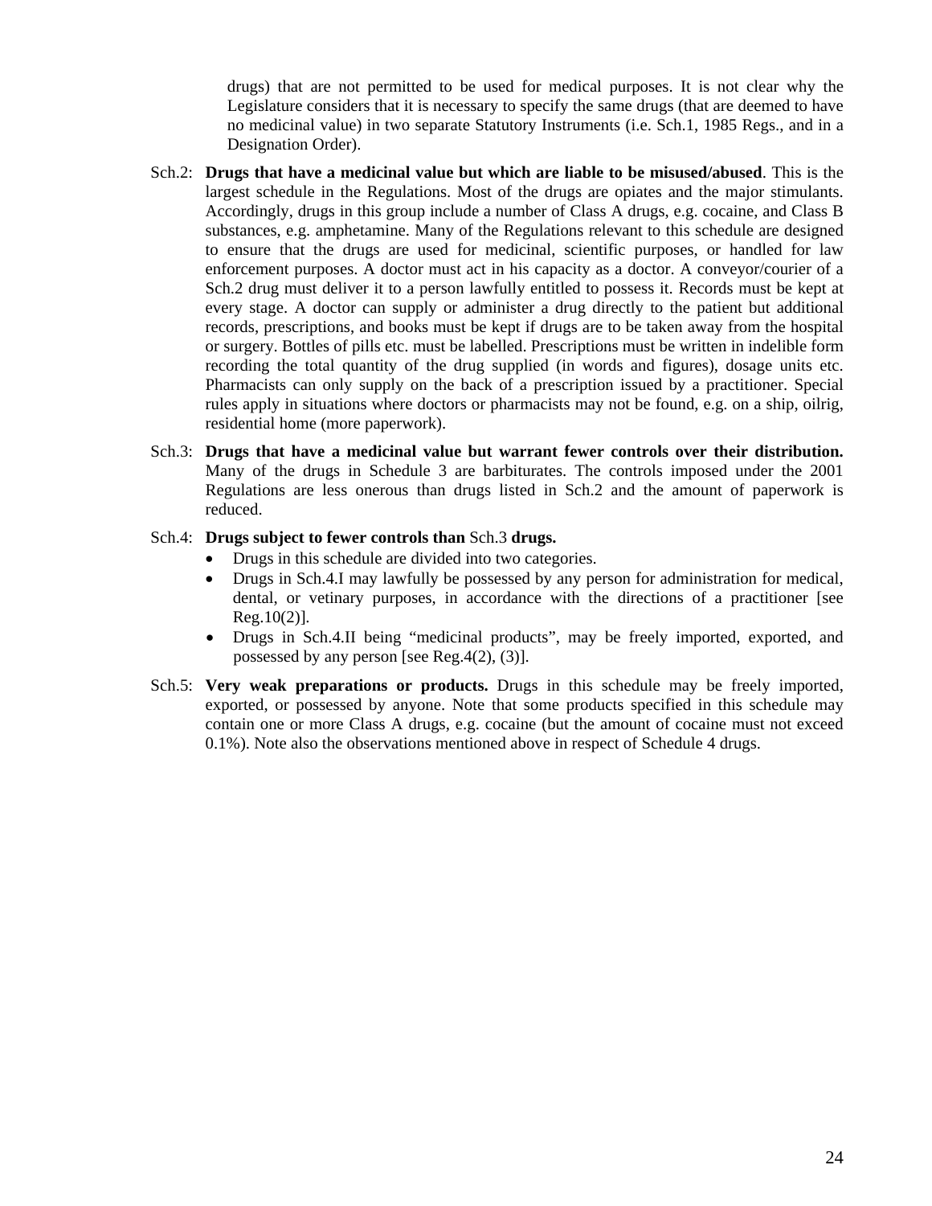drugs) that are not permitted to be used for medical purposes. It is not clear why the Legislature considers that it is necessary to specify the same drugs (that are deemed to have no medicinal value) in two separate Statutory Instruments (i.e. Sch.1, 1985 Regs., and in a Designation Order).

Sch.2: **Drugs that have a medicinal value but which are liable to be misused/abused**. This is the largest schedule in the Regulations. Most of the drugs are opiates and the major stimulants. Accordingly, drugs in this group include a number of Class A drugs, e.g. cocaine, and Class B substances, e.g. amphetamine. Many of the Regulations relevant to this schedule are designed to ensure that the drugs are used for medicinal, scientific purposes, or handled for law enforcement purposes. A doctor must act in his capacity as a doctor. A conveyor/courier of a Sch.2 drug must deliver it to a person lawfully entitled to possess it. Records must be kept at every stage. A doctor can supply or administer a drug directly to the patient but additional records, prescriptions, and books must be kept if drugs are to be taken away from the hospital or surgery. Bottles of pills etc. must be labelled. Prescriptions must be written in indelible form recording the total quantity of the drug supplied (in words and figures), dosage units etc. Pharmacists can only supply on the back of a prescription issued by a practitioner. Special rules apply in situations where doctors or pharmacists may not be found, e.g. on a ship, oilrig, residential home (more paperwork).

Sch.3: **Drugs that have a medicinal value but warrant fewer controls over their distribution.** Many of the drugs in Schedule 3 are barbiturates. The controls imposed under the 2001 Regulations are less onerous than drugs listed in Sch.2 and the amount of paperwork is reduced.

Sch.4: **Drugs subject to fewer controls than** Sch.3 **drugs.**

- Drugs in this schedule are divided into two categories.
- Drugs in Sch.4.I may lawfully be possessed by any person for administration for medical, dental, or vetinary purposes, in accordance with the directions of a practitioner [see Reg.10(2)].
- Drugs in Sch.4.II being "medicinal products", may be freely imported, exported, and possessed by any person [see Reg.4(2), (3)].

Sch.5: **Very weak preparations or products.** Drugs in this schedule may be freely imported, exported, or possessed by anyone. Note that some products specified in this schedule may contain one or more Class A drugs, e.g. cocaine (but the amount of cocaine must not exceed 0.1%). Note also the observations mentioned above in respect of Schedule 4 drugs.